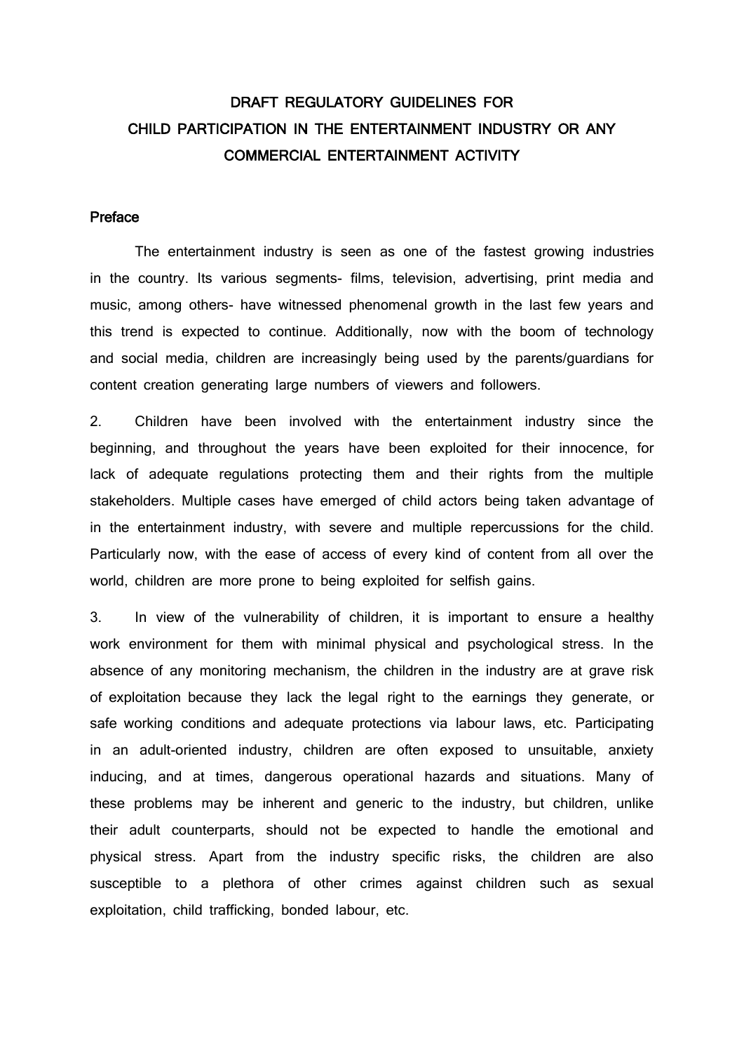# DRAFT REGULATORY GUIDELINES FOR CHILD PARTICIPATION IN THE ENTERTAINMENT INDUSTRY OR ANY COMMERCIAL ENTERTAINMENT ACTIVITY

## Preface

The entertainment industry is seen as one of the fastest growing industries in the country. Its various segments- films, television, advertising, print media and music, among others- have witnessed phenomenal growth in the last few years and this trend is expected to continue. Additionally, now with the boom of technology and social media, children are increasingly being used by the parents/guardians for content creation generating large numbers of viewers and followers.

2. Children have been involved with the entertainment industry since the beginning, and throughout the years have been exploited for their innocence, for lack of adequate regulations protecting them and their rights from the multiple stakeholders. Multiple cases have emerged of child actors being taken advantage of in the entertainment industry, with severe and multiple repercussions for the child. Particularly now, with the ease of access of every kind of content from all over the world, children are more prone to being exploited for selfish gains.

3. In view of the vulnerability of children, it is important to ensure a healthy work environment for them with minimal physical and psychological stress. In the absence of any monitoring mechanism, the children in the industry are at grave risk of exploitation because they lack the legal right to the earnings they generate, or safe working conditions and adequate protections via labour laws, etc. Participating in an adult-oriented industry, children are often exposed to unsuitable, anxiety inducing, and at times, dangerous operational hazards and situations. Many of these problems may be inherent and generic to the industry, but children, unlike their adult counterparts, should not be expected to handle the emotional and physical stress. Apart from the industry specific risks, the children are also susceptible to a plethora of other crimes against children such as sexual exploitation, child trafficking, bonded labour, etc.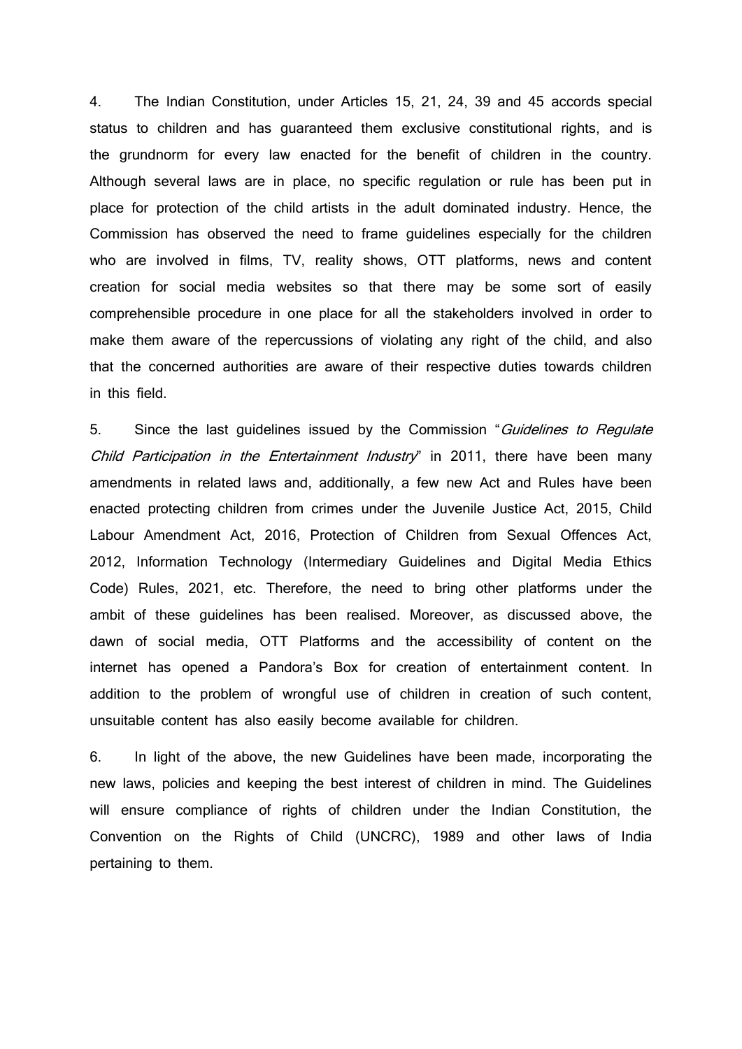4. The Indian Constitution, under Articles 15, 21, 24, 39 and 45 accords special status to children and has guaranteed them exclusive constitutional rights, and is the grundnorm for every law enacted for the benefit of children in the country. Although several laws are in place, no specific regulation or rule has been put in place for protection of the child artists in the adult dominated industry. Hence, the Commission has observed the need to frame guidelines especially for the children who are involved in films, TV, reality shows, OTT platforms, news and content creation for social media websites so that there may be some sort of easily comprehensible procedure in one place for all the stakeholders involved in order to make them aware of the repercussions of violating any right of the child, and also that the concerned authorities are aware of their respective duties towards children in this field.

5. Since the last guidelines issued by the Commission "*Guidelines to Regulate Child Participation in the Entertainment Industry*" in 2011, there have been many amendments in related laws and, additionally, a few new Act and Rules have been enacted protecting children from crimes under the Juvenile Justice Act, 2015, Child Labour Amendment Act, 2016, Protection of Children from Sexual Offences Act, 2012, Information Technology (Intermediary Guidelines and Digital Media Ethics Code) Rules, 2021, etc. Therefore, the need to bring other platforms under the ambit of these guidelines has been realised. Moreover, as discussed above, the dawn of social media, OTT Platforms and the accessibility of content on the internet has opened a Pandora's Box for creation of entertainment content. In addition to the problem of wrongful use of children in creation of such content, unsuitable content has also easily become available for children.

6. In light of the above, the new Guidelines have been made, incorporating the new laws, policies and keeping the best interest of children in mind. The Guidelines will ensure compliance of rights of children under the Indian Constitution, the Convention on the Rights of Child (UNCRC), 1989 and other laws of India pertaining to them.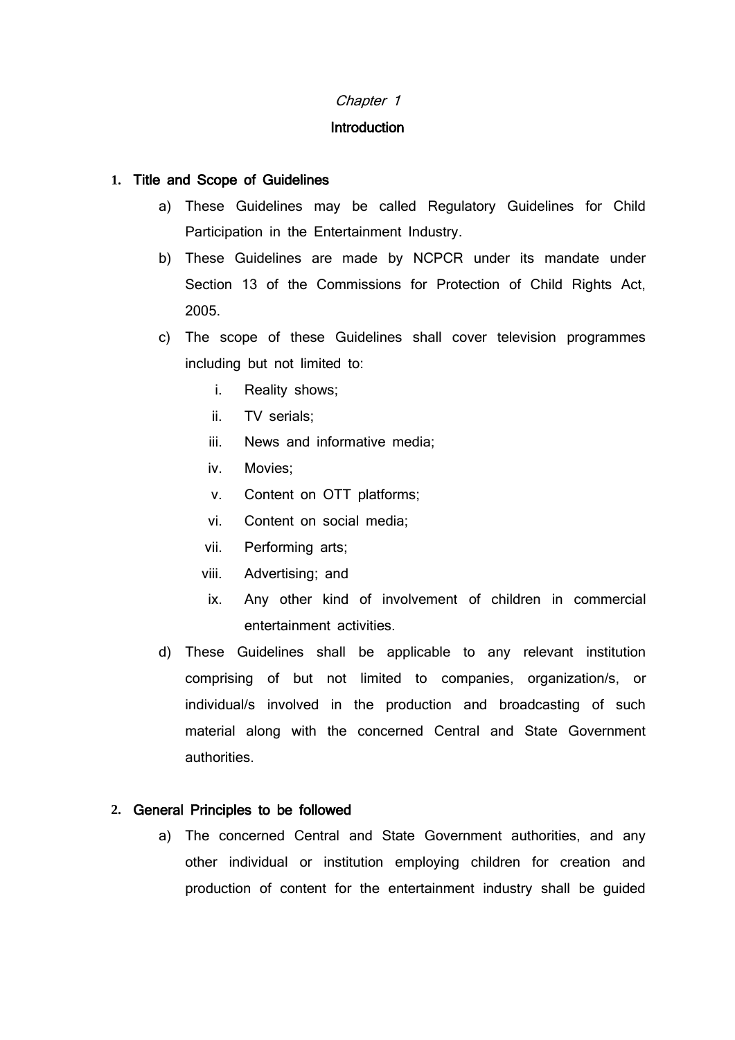*Chapter 1*

## Introduction

### 1. Title and Scope of Guidelines

a) These Guidelines may be called Regulatory Guidelines for Child Participation in the Entertainment Industry.

b) These Guidelines are made by NCPCR under its mandate under Section 13 of the Commissions for Protection of Child Rights Act, 2005.

c) The scope of these Guidelines shall cover television programmes including but not limited to:

   i. Reality shows;

   ii. TV serials;

   iii. News and informative media;

   iv. Movies;

   v. Content on OTT platforms;

   vi. Content on social media;

   vii. Performing arts;

   viii. Advertising; and

   ix. Any other kind of involvement of children in commercial entertainment activities.

d) These Guidelines shall be applicable to any relevant institution comprising of but not limited to companies, organization/s, or individual/s involved in the production and broadcasting of such material along with the concerned Central and State Government authorities.

### 2. General Principles to be followed

a) The concerned Central and State Government authorities, and any other individual or institution employing children for creation and production of content for the entertainment industry shall be guided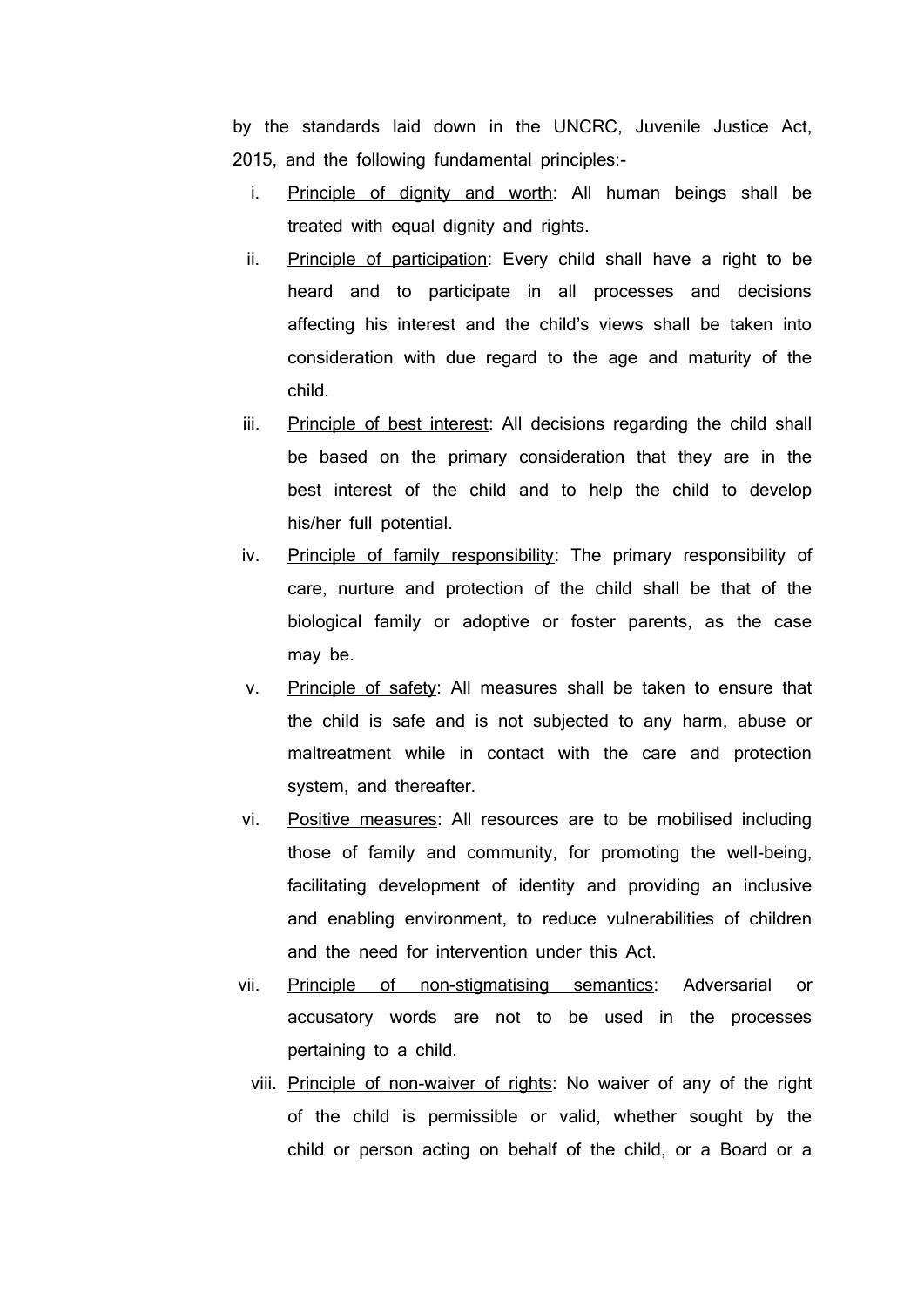by the standards laid down in the UNCRC, Juvenile Justice Act, 2015, and the following fundamental principles:-

i. Principle of dignity and worth: All human beings shall be treated with equal dignity and rights.

ii. Principle of participation: Every child shall have a right to be heard and to participate in all processes and decisions affecting his interest and the child's views shall be taken into consideration with due regard to the age and maturity of the child.

iii. Principle of best interest: All decisions regarding the child shall be based on the primary consideration that they are in the best interest of the child and to help the child to develop his/her full potential.

iv. Principle of family responsibility: The primary responsibility of care, nurture and protection of the child shall be that of the biological family or adoptive or foster parents, as the case may be.

v. Principle of safety: All measures shall be taken to ensure that the child is safe and is not subjected to any harm, abuse or maltreatment while in contact with the care and protection system, and thereafter.

vi. Positive measures: All resources are to be mobilised including those of family and community, for promoting the well-being, facilitating development of identity and providing an inclusive and enabling environment, to reduce vulnerabilities of children and the need for intervention under this Act.

vii. Principle of non-stigmatising semantics: Adversarial or accusatory words are not to be used in the processes pertaining to a child.

viii. Principle of non-waiver of rights: No waiver of any of the right of the child is permissible or valid, whether sought by the child or person acting on behalf of the child, or a Board or a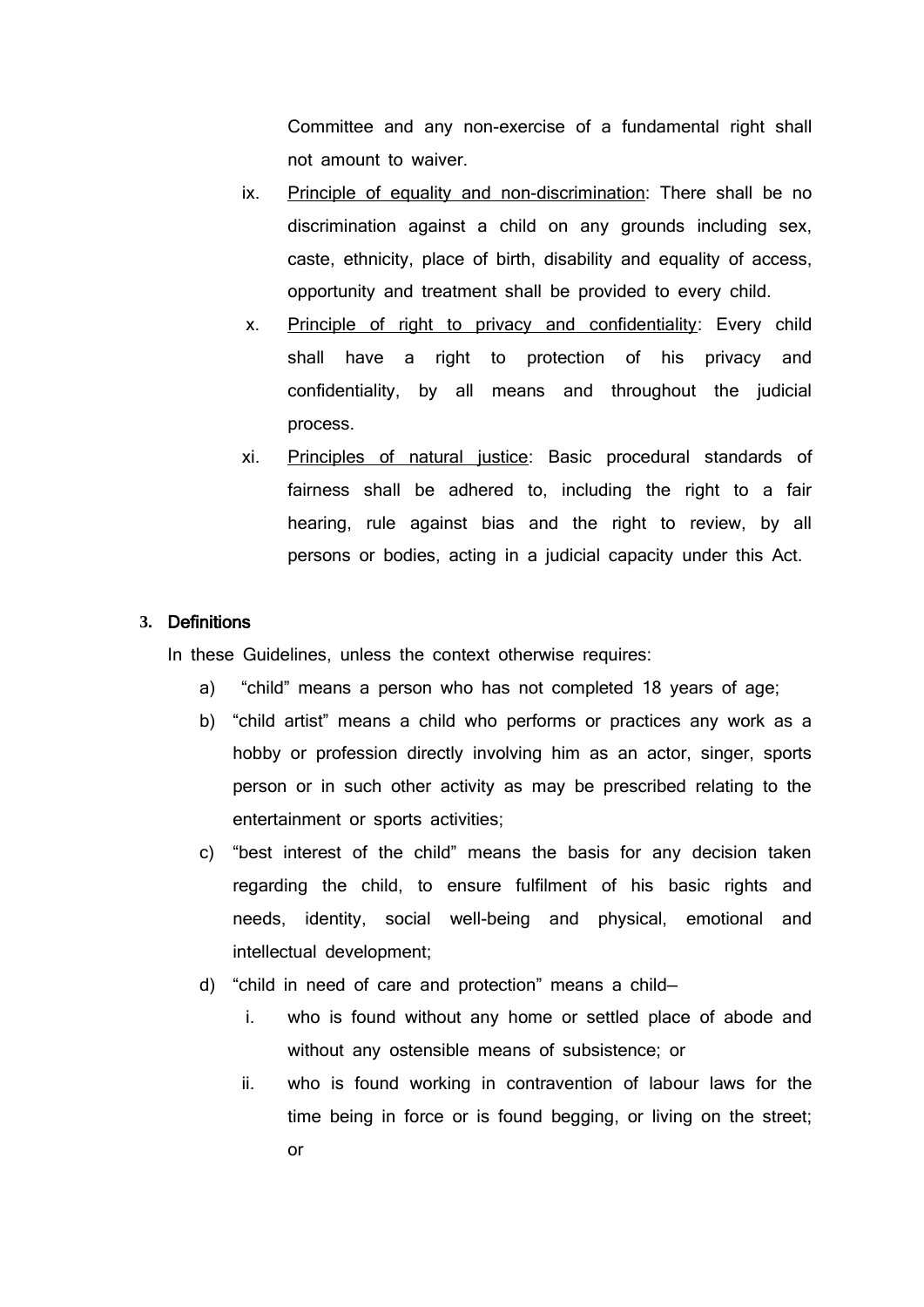Committee and any non-exercise of a fundamental right shall not amount to waiver.

ix. <u>Principle of equality and non-discrimination</u>: There shall be no discrimination against a child on any grounds including sex, caste, ethnicity, place of birth, disability and equality of access, opportunity and treatment shall be provided to every child.

x. <u>Principle of right to privacy and confidentiality</u>: Every child shall have a right to protection of his privacy and confidentiality, by all means and throughout the judicial process.

xi. <u>Principles of natural justice</u>: Basic procedural standards of fairness shall be adhered to, including the right to a fair hearing, rule against bias and the right to review, by all persons or bodies, acting in a judicial capacity under this Act.

## 3. Definitions

In these Guidelines, unless the context otherwise requires:

a) "child" means a person who has not completed 18 years of age;

b) "child artist" means a child who performs or practices any work as a hobby or profession directly involving him as an actor, singer, sports person or in such other activity as may be prescribed relating to the entertainment or sports activities;

c) "best interest of the child" means the basis for any decision taken regarding the child, to ensure fulfilment of his basic rights and needs, identity, social well-being and physical, emotional and intellectual development;

d) "child in need of care and protection" means a child—

   i. who is found without any home or settled place of abode and without any ostensible means of subsistence; or

   ii. who is found working in contravention of labour laws for the time being in force or is found begging, or living on the street; or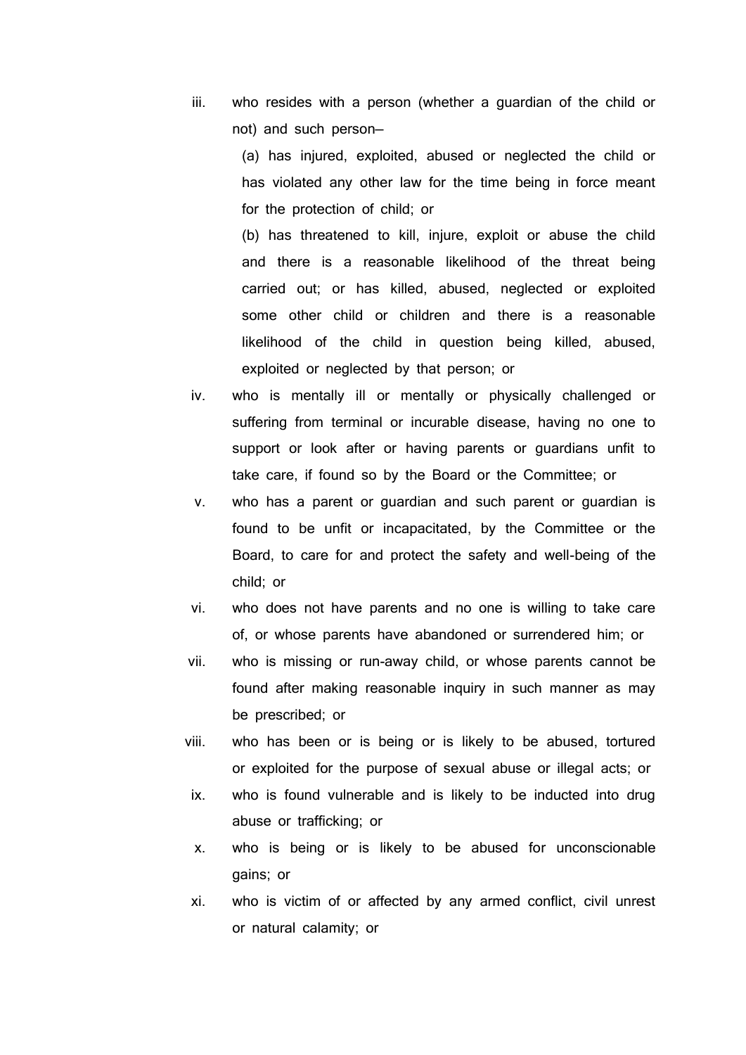iii. who resides with a person (whether a guardian of the child or not) and such person—

   (a) has injured, exploited, abused or neglected the child or has violated any other law for the time being in force meant for the protection of child; or

   (b) has threatened to kill, injure, exploit or abuse the child and there is a reasonable likelihood of the threat being carried out; or has killed, abused, neglected or exploited some other child or children and there is a reasonable likelihood of the child in question being killed, abused, exploited or neglected by that person; or

iv. who is mentally ill or mentally or physically challenged or suffering from terminal or incurable disease, having no one to support or look after or having parents or guardians unfit to take care, if found so by the Board or the Committee; or

v. who has a parent or guardian and such parent or guardian is found to be unfit or incapacitated, by the Committee or the Board, to care for and protect the safety and well-being of the child; or

vi. who does not have parents and no one is willing to take care of, or whose parents have abandoned or surrendered him; or

vii. who is missing or run-away child, or whose parents cannot be found after making reasonable inquiry in such manner as may be prescribed; or

viii. who has been or is being or is likely to be abused, tortured or exploited for the purpose of sexual abuse or illegal acts; or

ix. who is found vulnerable and is likely to be inducted into drug abuse or trafficking; or

x. who is being or is likely to be abused for unconscionable gains; or

xi. who is victim of or affected by any armed conflict, civil unrest or natural calamity; or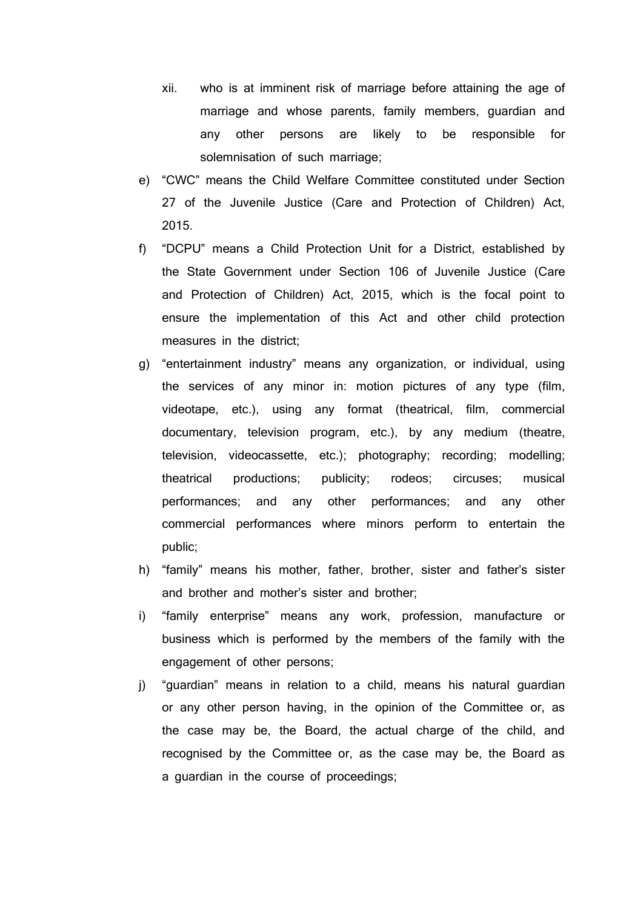xii. who is at imminent risk of marriage before attaining the age of marriage and whose parents, family members, guardian and any other persons are likely to be responsible for solemnisation of such marriage;

e) "CWC" means the Child Welfare Committee constituted under Section 27 of the Juvenile Justice (Care and Protection of Children) Act, 2015.

f) "DCPU" means a Child Protection Unit for a District, established by the State Government under Section 106 of Juvenile Justice (Care and Protection of Children) Act, 2015, which is the focal point to ensure the implementation of this Act and other child protection measures in the district;

g) "entertainment industry" means any organization, or individual, using the services of any minor in: motion pictures of any type (film, videotape, etc.), using any format (theatrical, film, commercial documentary, television program, etc.), by any medium (theatre, television, videocassette, etc.); photography; recording; modelling; theatrical productions; publicity; rodeos; circuses; musical performances; and any other performances; and any other commercial performances where minors perform to entertain the public;

h) "family" means his mother, father, brother, sister and father's sister and brother and mother's sister and brother;

i) "family enterprise" means any work, profession, manufacture or business which is performed by the members of the family with the engagement of other persons;

j) "guardian" means in relation to a child, means his natural guardian or any other person having, in the opinion of the Committee or, as the case may be, the Board, the actual charge of the child, and recognised by the Committee or, as the case may be, the Board as a guardian in the course of proceedings;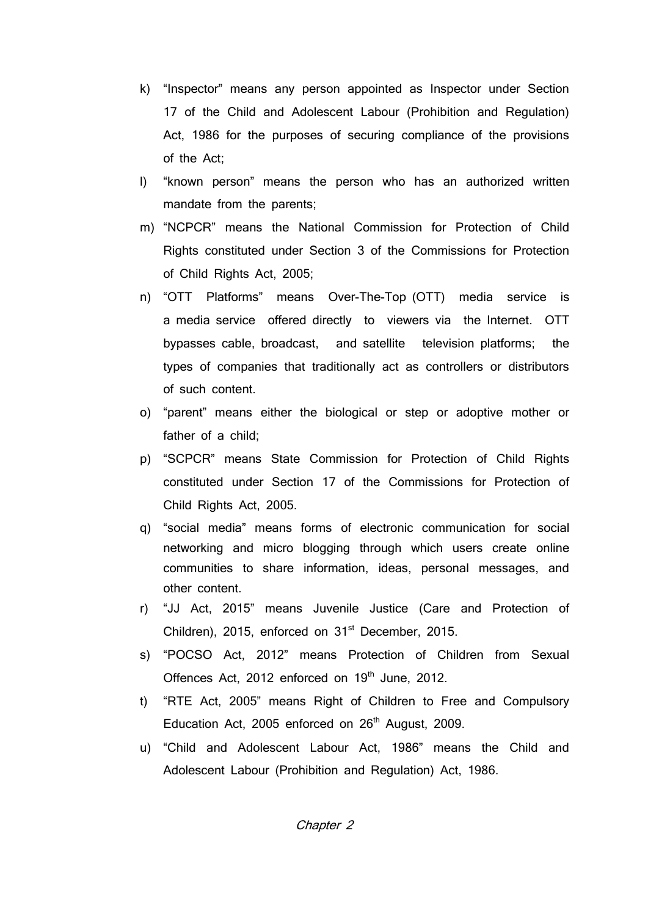k) "Inspector" means any person appointed as Inspector under Section 17 of the Child and Adolescent Labour (Prohibition and Regulation) Act, 1986 for the purposes of securing compliance of the provisions of the Act;

l) "known person" means the person who has an authorized written mandate from the parents;

m) "NCPCR" means the National Commission for Protection of Child Rights constituted under Section 3 of the Commissions for Protection of Child Rights Act, 2005;

n) "OTT Platforms" means Over-The-Top (OTT) media service is a media service offered directly to viewers via the Internet. OTT bypasses cable, broadcast, and satellite television platforms; the types of companies that traditionally act as controllers or distributors of such content.

o) "parent" means either the biological or step or adoptive mother or father of a child;

p) "SCPCR" means State Commission for Protection of Child Rights constituted under Section 17 of the Commissions for Protection of Child Rights Act, 2005.

q) "social media" means forms of electronic communication for social networking and micro blogging through which users create online communities to share information, ideas, personal messages, and other content.

r) "JJ Act, 2015" means Juvenile Justice (Care and Protection of Children), 2015, enforced on 31st December, 2015.

s) "POCSO Act, 2012" means Protection of Children from Sexual Offences Act, 2012 enforced on 19th June, 2012.

t) "RTE Act, 2005" means Right of Children to Free and Compulsory Education Act, 2005 enforced on 26th August, 2009.

u) "Child and Adolescent Labour Act, 1986" means the Child and Adolescent Labour (Prohibition and Regulation) Act, 1986.

## *Chapter 2*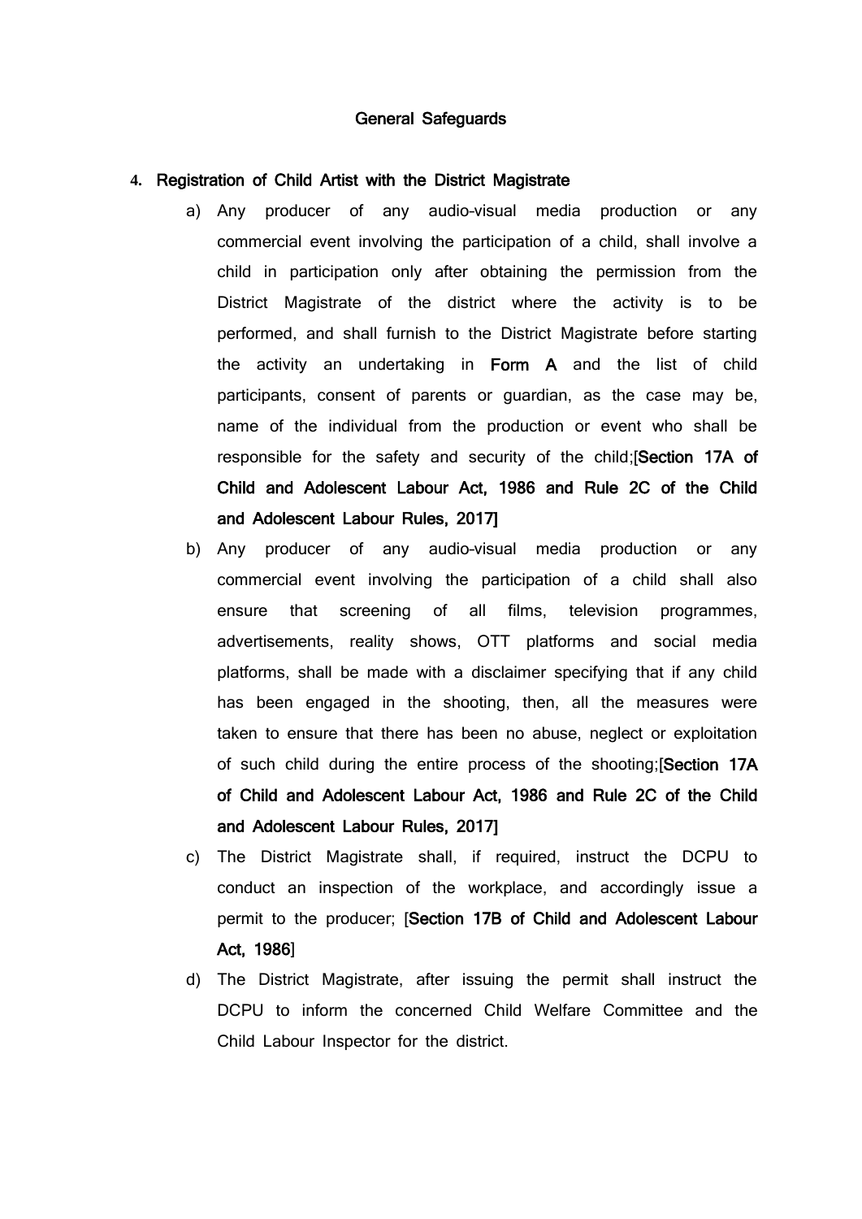## General Safeguards

**4. Registration of Child Artist with the District Magistrate**

a) Any producer of any audio-visual media production or any commercial event involving the participation of a child, shall involve a child in participation only after obtaining the permission from the District Magistrate of the district where the activity is to be performed, and shall furnish to the District Magistrate before starting the activity an undertaking in **Form A** and the list of child participants, consent of parents or guardian, as the case may be, name of the individual from the production or event who shall be responsible for the safety and security of the child;**[Section 17A of Child and Adolescent Labour Act, 1986 and Rule 2C of the Child and Adolescent Labour Rules, 2017]**

b) Any producer of any audio-visual media production or any commercial event involving the participation of a child shall also ensure that screening of all films, television programmes, advertisements, reality shows, OTT platforms and social media platforms, shall be made with a disclaimer specifying that if any child has been engaged in the shooting, then, all the measures were taken to ensure that there has been no abuse, neglect or exploitation of such child during the entire process of the shooting;**[Section 17A of Child and Adolescent Labour Act, 1986 and Rule 2C of the Child and Adolescent Labour Rules, 2017]**

c) The District Magistrate shall, if required, instruct the DCPU to conduct an inspection of the workplace, and accordingly issue a permit to the producer; [**Section 17B of Child and Adolescent Labour Act, 1986**]

d) The District Magistrate, after issuing the permit shall instruct the DCPU to inform the concerned Child Welfare Committee and the Child Labour Inspector for the district.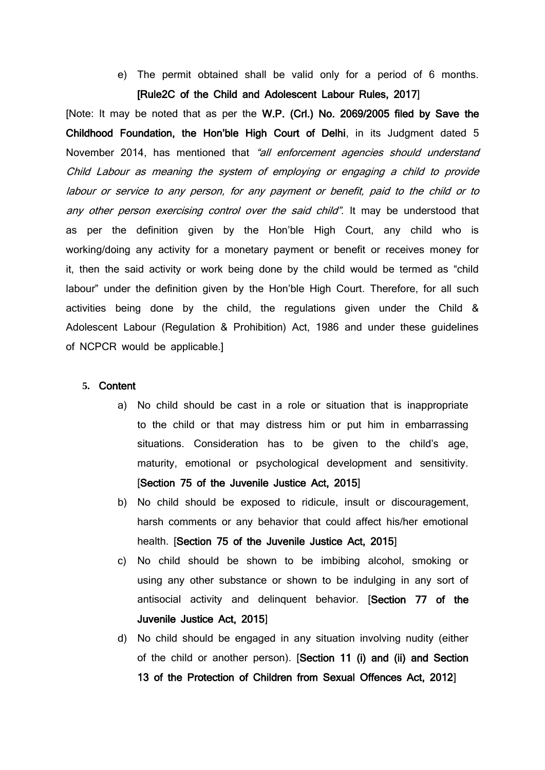e) The permit obtained shall be valid only for a period of 6 months. **[Rule2C of the Child and Adolescent Labour Rules, 2017]**

[Note: It may be noted that as per the **W.P. (Crl.) No. 2069/2005 filed by Save the Childhood Foundation, the Hon'ble High Court of Delhi**, in its Judgment dated 5 November 2014, has mentioned that *"all enforcement agencies should understand Child Labour as meaning the system of employing or engaging a child to provide labour or service to any person, for any payment or benefit, paid to the child or to any other person exercising control over the said child"*. It may be understood that as per the definition given by the Hon'ble High Court, any child who is working/doing any activity for a monetary payment or benefit or receives money for it, then the said activity or work being done by the child would be termed as "child labour" under the definition given by the Hon'ble High Court. Therefore, for all such activities being done by the child, the regulations given under the Child & Adolescent Labour (Regulation & Prohibition) Act, 1986 and under these guidelines of NCPCR would be applicable.]

## 5. Content

a) No child should be cast in a role or situation that is inappropriate to the child or that may distress him or put him in embarrassing situations. Consideration has to be given to the child's age, maturity, emotional or psychological development and sensitivity. [**Section 75 of the Juvenile Justice Act, 2015**]

b) No child should be exposed to ridicule, insult or discouragement, harsh comments or any behavior that could affect his/her emotional health. [**Section 75 of the Juvenile Justice Act, 2015**]

c) No child should be shown to be imbibing alcohol, smoking or using any other substance or shown to be indulging in any sort of antisocial activity and delinquent behavior. [**Section 77 of the Juvenile Justice Act, 2015**]

d) No child should be engaged in any situation involving nudity (either of the child or another person). [**Section 11 (i) and (ii) and Section 13 of the Protection of Children from Sexual Offences Act, 2012**]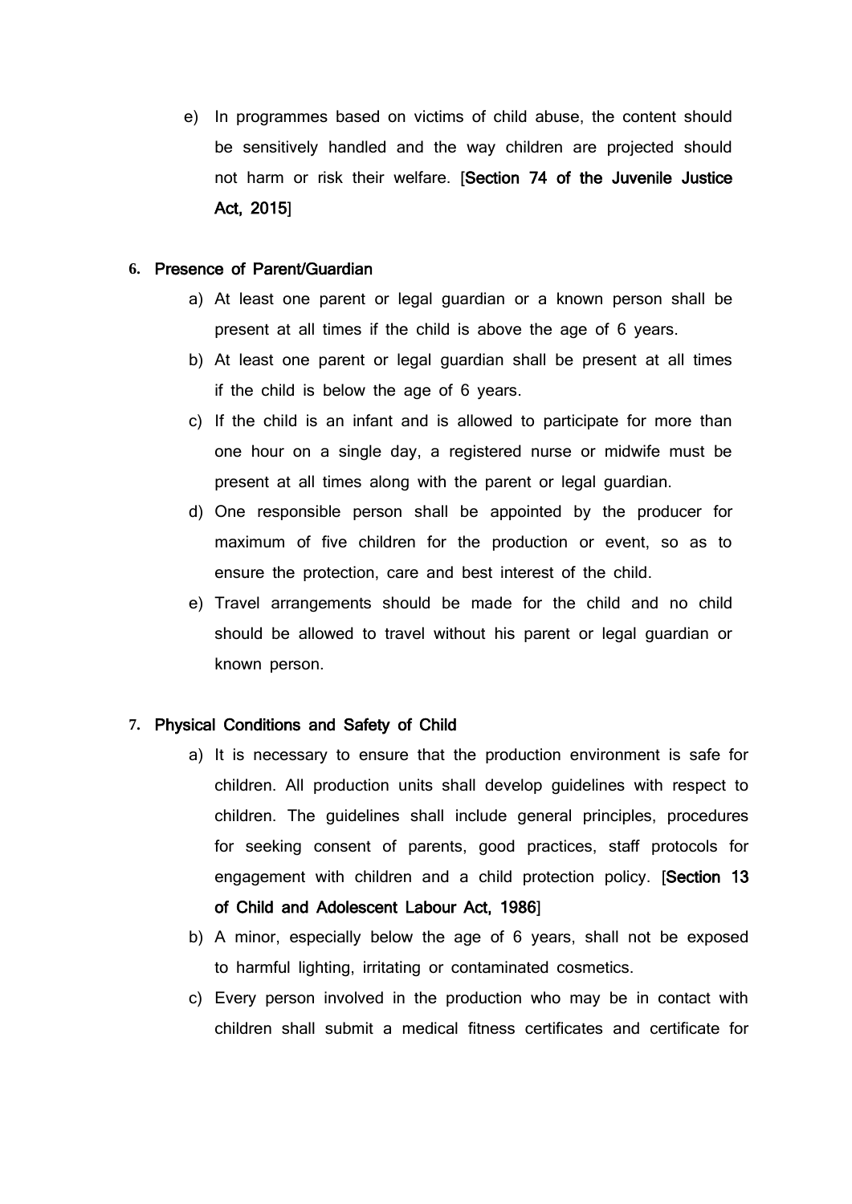e) In programmes based on victims of child abuse, the content should be sensitively handled and the way children are projected should not harm or risk their welfare. [**Section 74 of the Juvenile Justice Act, 2015**]

**6. Presence of Parent/Guardian**

a) At least one parent or legal guardian or a known person shall be present at all times if the child is above the age of 6 years.

b) At least one parent or legal guardian shall be present at all times if the child is below the age of 6 years.

c) If the child is an infant and is allowed to participate for more than one hour on a single day, a registered nurse or midwife must be present at all times along with the parent or legal guardian.

d) One responsible person shall be appointed by the producer for maximum of five children for the production or event, so as to ensure the protection, care and best interest of the child.

e) Travel arrangements should be made for the child and no child should be allowed to travel without his parent or legal guardian or known person.

**7. Physical Conditions and Safety of Child**

a) It is necessary to ensure that the production environment is safe for children. All production units shall develop guidelines with respect to children. The guidelines shall include general principles, procedures for seeking consent of parents, good practices, staff protocols for engagement with children and a child protection policy. [**Section 13 of Child and Adolescent Labour Act, 1986**]

b) A minor, especially below the age of 6 years, shall not be exposed to harmful lighting, irritating or contaminated cosmetics.

c) Every person involved in the production who may be in contact with children shall submit a medical fitness certificates and certificate for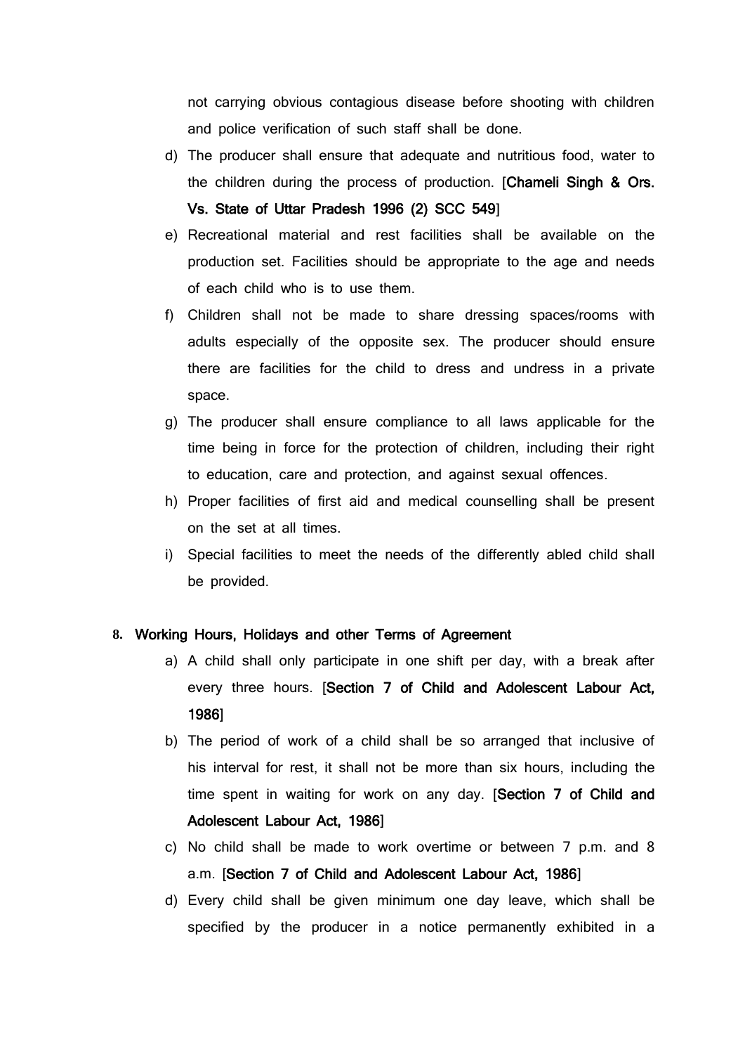not carrying obvious contagious disease before shooting with children and police verification of such staff shall be done.

d) The producer shall ensure that adequate and nutritious food, water to the children during the process of production. [**Chameli Singh & Ors. Vs. State of Uttar Pradesh 1996 (2) SCC 549**]

e) Recreational material and rest facilities shall be available on the production set. Facilities should be appropriate to the age and needs of each child who is to use them.

f) Children shall not be made to share dressing spaces/rooms with adults especially of the opposite sex. The producer should ensure there are facilities for the child to dress and undress in a private space.

g) The producer shall ensure compliance to all laws applicable for the time being in force for the protection of children, including their right to education, care and protection, and against sexual offences.

h) Proper facilities of first aid and medical counselling shall be present on the set at all times.

i) Special facilities to meet the needs of the differently abled child shall be provided.

**8. Working Hours, Holidays and other Terms of Agreement**

a) A child shall only participate in one shift per day, with a break after every three hours. [**Section 7 of Child and Adolescent Labour Act, 1986**]

b) The period of work of a child shall be so arranged that inclusive of his interval for rest, it shall not be more than six hours, including the time spent in waiting for work on any day. [**Section 7 of Child and Adolescent Labour Act, 1986**]

c) No child shall be made to work overtime or between 7 p.m. and 8 a.m. [**Section 7 of Child and Adolescent Labour Act, 1986**]

d) Every child shall be given minimum one day leave, which shall be specified by the producer in a notice permanently exhibited in a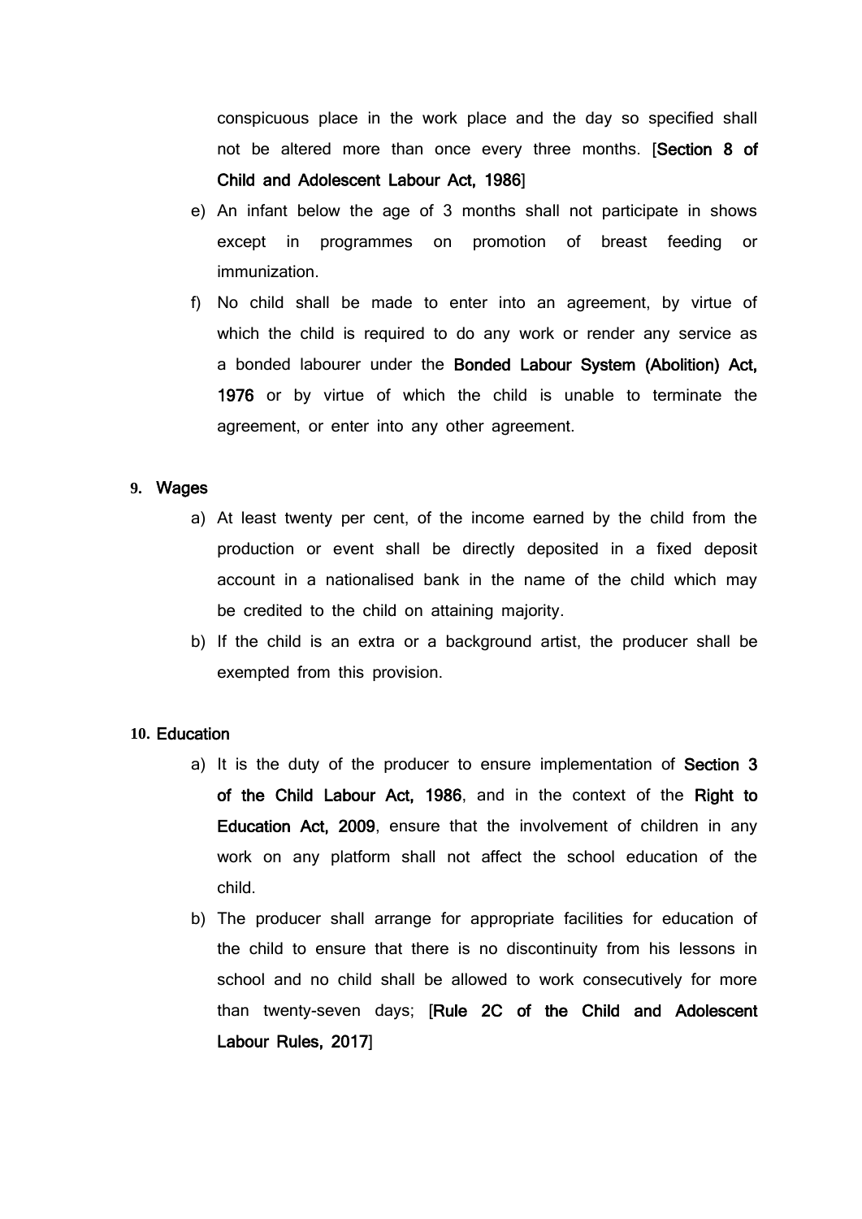conspicuous place in the work place and the day so specified shall not be altered more than once every three months. [**Section 8 of Child and Adolescent Labour Act, 1986**]

e) An infant below the age of 3 months shall not participate in shows except in programmes on promotion of breast feeding or immunization.

f) No child shall be made to enter into an agreement, by virtue of which the child is required to do any work or render any service as a bonded labourer under the **Bonded Labour System (Abolition) Act, 1976** or by virtue of which the child is unable to terminate the agreement, or enter into any other agreement.

**9. Wages**

a) At least twenty per cent, of the income earned by the child from the production or event shall be directly deposited in a fixed deposit account in a nationalised bank in the name of the child which may be credited to the child on attaining majority.

b) If the child is an extra or a background artist, the producer shall be exempted from this provision.

**10. Education**

a) It is the duty of the producer to ensure implementation of **Section 3 of the Child Labour Act, 1986**, and in the context of the **Right to Education Act, 2009**, ensure that the involvement of children in any work on any platform shall not affect the school education of the child.

b) The producer shall arrange for appropriate facilities for education of the child to ensure that there is no discontinuity from his lessons in school and no child shall be allowed to work consecutively for more than twenty-seven days; [**Rule 2C of the Child and Adolescent Labour Rules, 2017**]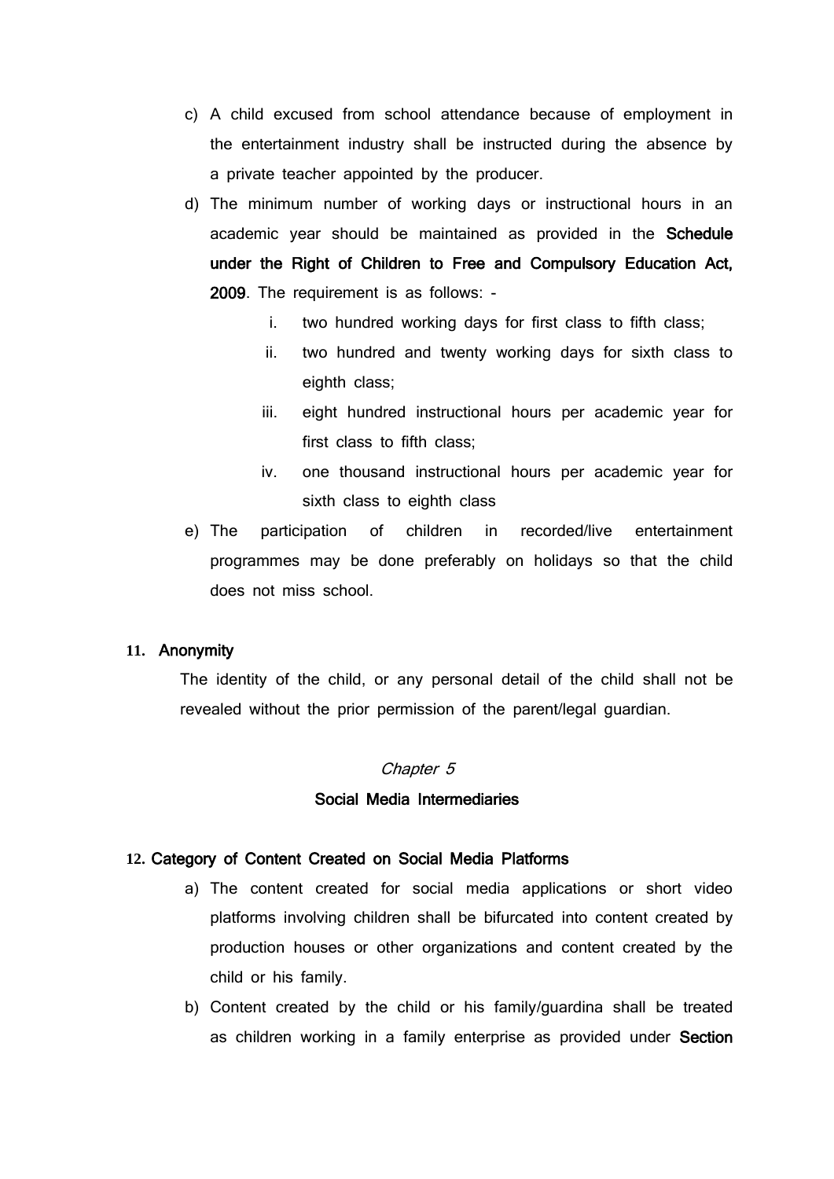c) A child excused from school attendance because of employment in the entertainment industry shall be instructed during the absence by a private teacher appointed by the producer.

d) The minimum number of working days or instructional hours in an academic year should be maintained as provided in the **Schedule under the Right of Children to Free and Compulsory Education Act, 2009**. The requirement is as follows: -

   i. two hundred working days for first class to fifth class;

   ii. two hundred and twenty working days for sixth class to eighth class;

   iii. eight hundred instructional hours per academic year for first class to fifth class;

   iv. one thousand instructional hours per academic year for sixth class to eighth class

e) The participation of children in recorded/live entertainment programmes may be done preferably on holidays so that the child does not miss school.

**11. Anonymity**

The identity of the child, or any personal detail of the child shall not be revealed without the prior permission of the parent/legal guardian.

*Chapter 5*

## Social Media Intermediaries

**12. Category of Content Created on Social Media Platforms**

a) The content created for social media applications or short video platforms involving children shall be bifurcated into content created by production houses or other organizations and content created by the child or his family.

b) Content created by the child or his family/guardina shall be treated as children working in a family enterprise as provided under **Section**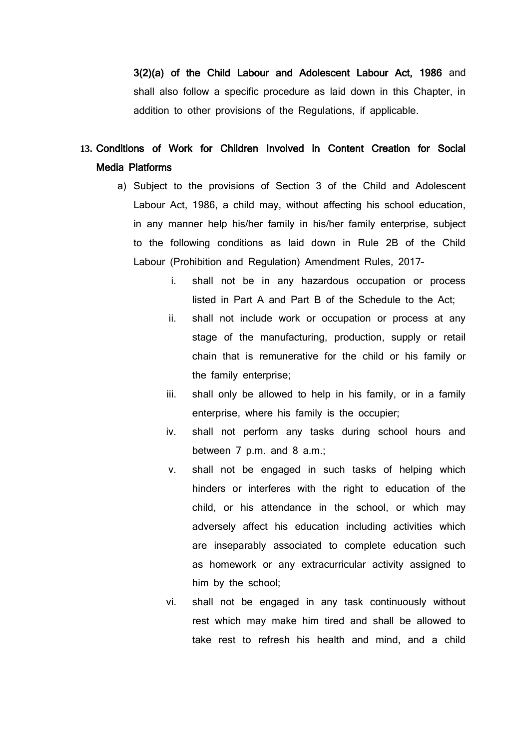**3(2)(a) of the Child Labour and Adolescent Labour Act, 1986** and shall also follow a specific procedure as laid down in this Chapter, in addition to other provisions of the Regulations, if applicable.

## 13. Conditions of Work for Children Involved in Content Creation for Social Media Platforms

a) Subject to the provisions of Section 3 of the Child and Adolescent Labour Act, 1986, a child may, without affecting his school education, in any manner help his/her family in his/her family enterprise, subject to the following conditions as laid down in Rule 2B of the Child Labour (Prohibition and Regulation) Amendment Rules, 2017-

   i. shall not be in any hazardous occupation or process listed in Part A and Part B of the Schedule to the Act;

   ii. shall not include work or occupation or process at any stage of the manufacturing, production, supply or retail chain that is remunerative for the child or his family or the family enterprise;

   iii. shall only be allowed to help in his family, or in a family enterprise, where his family is the occupier;

   iv. shall not perform any tasks during school hours and between 7 p.m. and 8 a.m.;

   v. shall not be engaged in such tasks of helping which hinders or interferes with the right to education of the child, or his attendance in the school, or which may adversely affect his education including activities which are inseparably associated to complete education such as homework or any extracurricular activity assigned to him by the school;

   vi. shall not be engaged in any task continuously without rest which may make him tired and shall be allowed to take rest to refresh his health and mind, and a child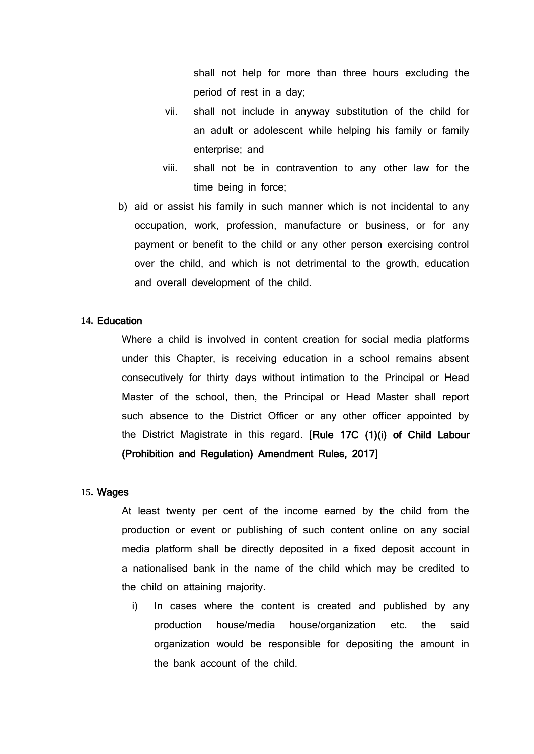shall not help for more than three hours excluding the period of rest in a day;

vii. shall not include in anyway substitution of the child for an adult or adolescent while helping his family or family enterprise; and

viii. shall not be in contravention to any other law for the time being in force;

b) aid or assist his family in such manner which is not incidental to any occupation, work, profession, manufacture or business, or for any payment or benefit to the child or any other person exercising control over the child, and which is not detrimental to the growth, education and overall development of the child.

**14. Education**

Where a child is involved in content creation for social media platforms under this Chapter, is receiving education in a school remains absent consecutively for thirty days without intimation to the Principal or Head Master of the school, then, the Principal or Head Master shall report such absence to the District Officer or any other officer appointed by the District Magistrate in this regard. [**Rule 17C (1)(i) of Child Labour (Prohibition and Regulation) Amendment Rules, 2017**]

**15. Wages**

At least twenty per cent of the income earned by the child from the production or event or publishing of such content online on any social media platform shall be directly deposited in a fixed deposit account in a nationalised bank in the name of the child which may be credited to the child on attaining majority.

i) In cases where the content is created and published by any production house/media house/organization etc. the said organization would be responsible for depositing the amount in the bank account of the child.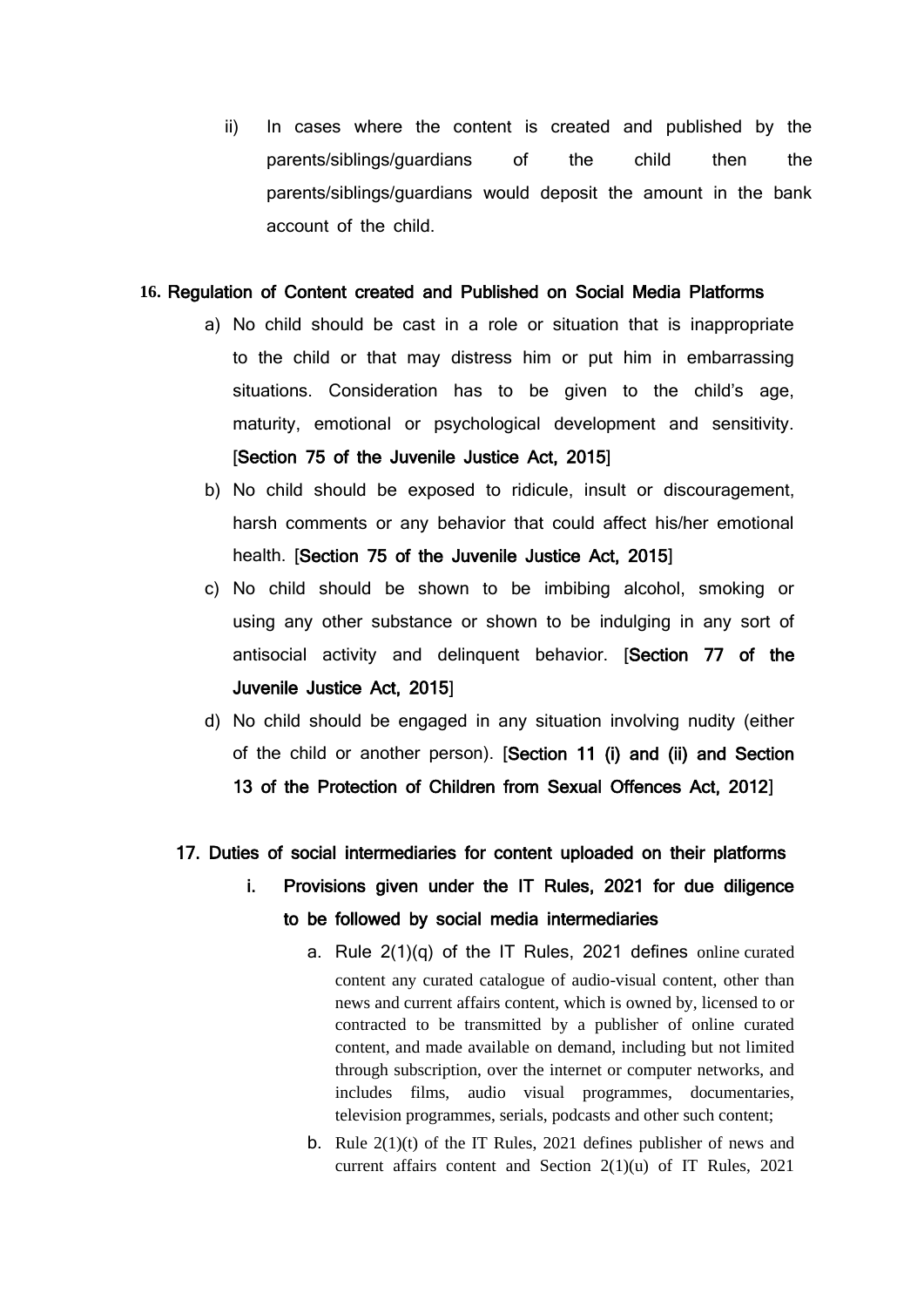ii) In cases where the content is created and published by the parents/siblings/guardians of the child then the parents/siblings/guardians would deposit the amount in the bank account of the child.

**16. Regulation of Content created and Published on Social Media Platforms**

a) No child should be cast in a role or situation that is inappropriate to the child or that may distress him or put him in embarrassing situations. Consideration has to be given to the child's age, maturity, emotional or psychological development and sensitivity. [**Section 75 of the Juvenile Justice Act, 2015**]

b) No child should be exposed to ridicule, insult or discouragement, harsh comments or any behavior that could affect his/her emotional health. [**Section 75 of the Juvenile Justice Act, 2015**]

c) No child should be shown to be imbibing alcohol, smoking or using any other substance or shown to be indulging in any sort of antisocial activity and delinquent behavior. [**Section 77 of the Juvenile Justice Act, 2015**]

d) No child should be engaged in any situation involving nudity (either of the child or another person). [**Section 11 (i) and (ii) and Section 13 of the Protection of Children from Sexual Offences Act, 2012**]

**17. Duties of social intermediaries for content uploaded on their platforms**

**i. Provisions given under the IT Rules, 2021 for due diligence to be followed by social media intermediaries**

a. Rule 2(1)(q) of the IT Rules, 2021 defines online curated content any curated catalogue of audio-visual content, other than news and current affairs content, which is owned by, licensed to or contracted to be transmitted by a publisher of online curated content, and made available on demand, including but not limited through subscription, over the internet or computer networks, and includes films, audio visual programmes, documentaries, television programmes, serials, podcasts and other such content;

b. Rule 2(1)(t) of the IT Rules, 2021 defines publisher of news and current affairs content and Section 2(1)(u) of IT Rules, 2021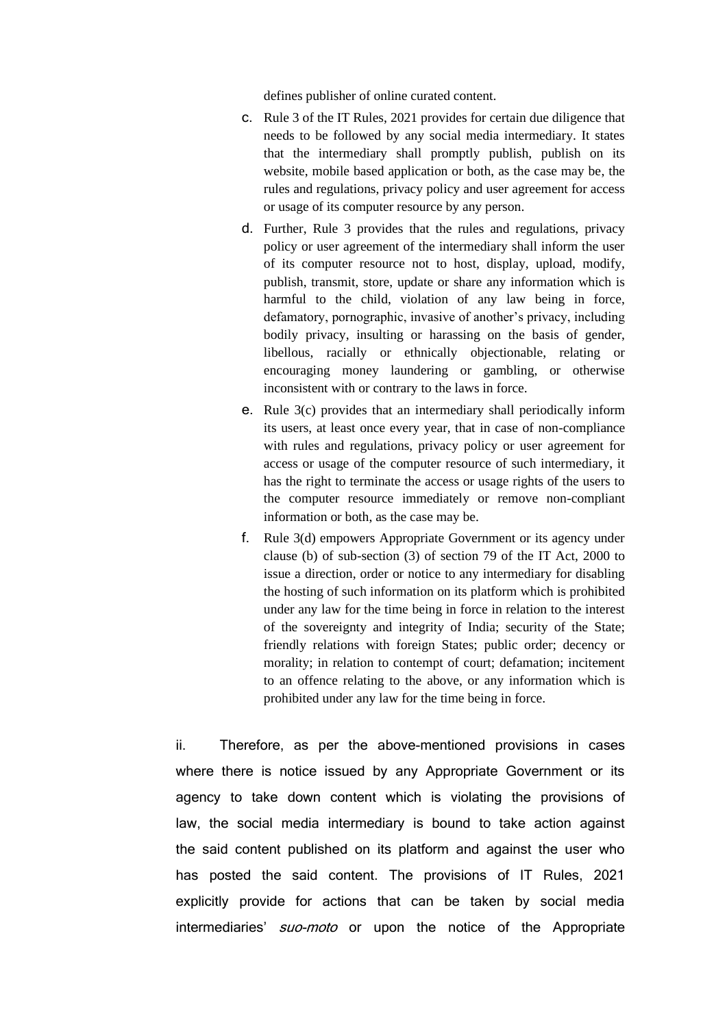defines publisher of online curated content.

c. Rule 3 of the IT Rules, 2021 provides for certain due diligence that needs to be followed by any social media intermediary. It states that the intermediary shall promptly publish, publish on its website, mobile based application or both, as the case may be, the rules and regulations, privacy policy and user agreement for access or usage of its computer resource by any person.

d. Further, Rule 3 provides that the rules and regulations, privacy policy or user agreement of the intermediary shall inform the user of its computer resource not to host, display, upload, modify, publish, transmit, store, update or share any information which is harmful to the child, violation of any law being in force, defamatory, pornographic, invasive of another's privacy, including bodily privacy, insulting or harassing on the basis of gender, libellous, racially or ethnically objectionable, relating or encouraging money laundering or gambling, or otherwise inconsistent with or contrary to the laws in force.

e. Rule 3(c) provides that an intermediary shall periodically inform its users, at least once every year, that in case of non-compliance with rules and regulations, privacy policy or user agreement for access or usage of the computer resource of such intermediary, it has the right to terminate the access or usage rights of the users to the computer resource immediately or remove non-compliant information or both, as the case may be.

f. Rule 3(d) empowers Appropriate Government or its agency under clause (b) of sub-section (3) of section 79 of the IT Act, 2000 to issue a direction, order or notice to any intermediary for disabling the hosting of such information on its platform which is prohibited under any law for the time being in force in relation to the interest of the sovereignty and integrity of India; security of the State; friendly relations with foreign States; public order; decency or morality; in relation to contempt of court; defamation; incitement to an offence relating to the above, or any information which is prohibited under any law for the time being in force.

ii. Therefore, as per the above-mentioned provisions in cases where there is notice issued by any Appropriate Government or its agency to take down content which is violating the provisions of law, the social media intermediary is bound to take action against the said content published on its platform and against the user who has posted the said content. The provisions of IT Rules, 2021 explicitly provide for actions that can be taken by social media intermediaries' *suo-moto* or upon the notice of the Appropriate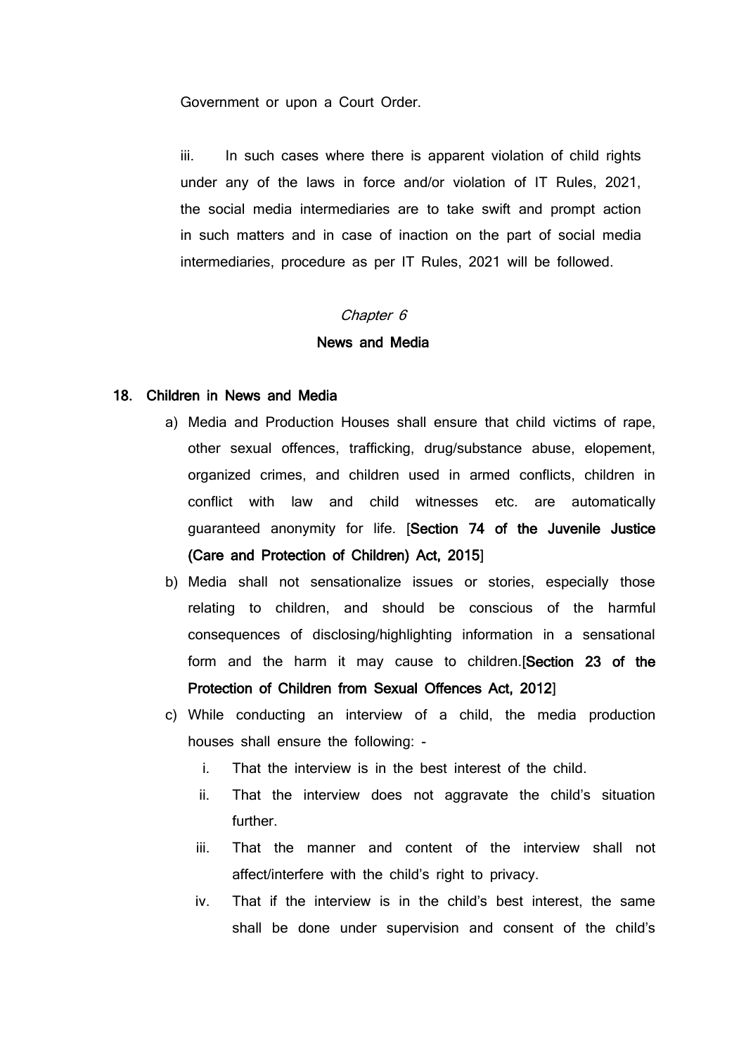Government or upon a Court Order.

iii. In such cases where there is apparent violation of child rights under any of the laws in force and/or violation of IT Rules, 2021, the social media intermediaries are to take swift and prompt action in such matters and in case of inaction on the part of social media intermediaries, procedure as per IT Rules, 2021 will be followed.

## *Chapter 6*

## News and Media

### 18. Children in News and Media

a) Media and Production Houses shall ensure that child victims of rape, other sexual offences, trafficking, drug/substance abuse, elopement, organized crimes, and children used in armed conflicts, children in conflict with law and child witnesses etc. are automatically guaranteed anonymity for life. [**Section 74 of the Juvenile Justice (Care and Protection of Children) Act, 2015**]

b) Media shall not sensationalize issues or stories, especially those relating to children, and should be conscious of the harmful consequences of disclosing/highlighting information in a sensational form and the harm it may cause to children.[**Section 23 of the Protection of Children from Sexual Offences Act, 2012**]

c) While conducting an interview of a child, the media production houses shall ensure the following: -

   i. That the interview is in the best interest of the child.

   ii. That the interview does not aggravate the child's situation further.

   iii. That the manner and content of the interview shall not affect/interfere with the child's right to privacy.

   iv. That if the interview is in the child's best interest, the same shall be done under supervision and consent of the child's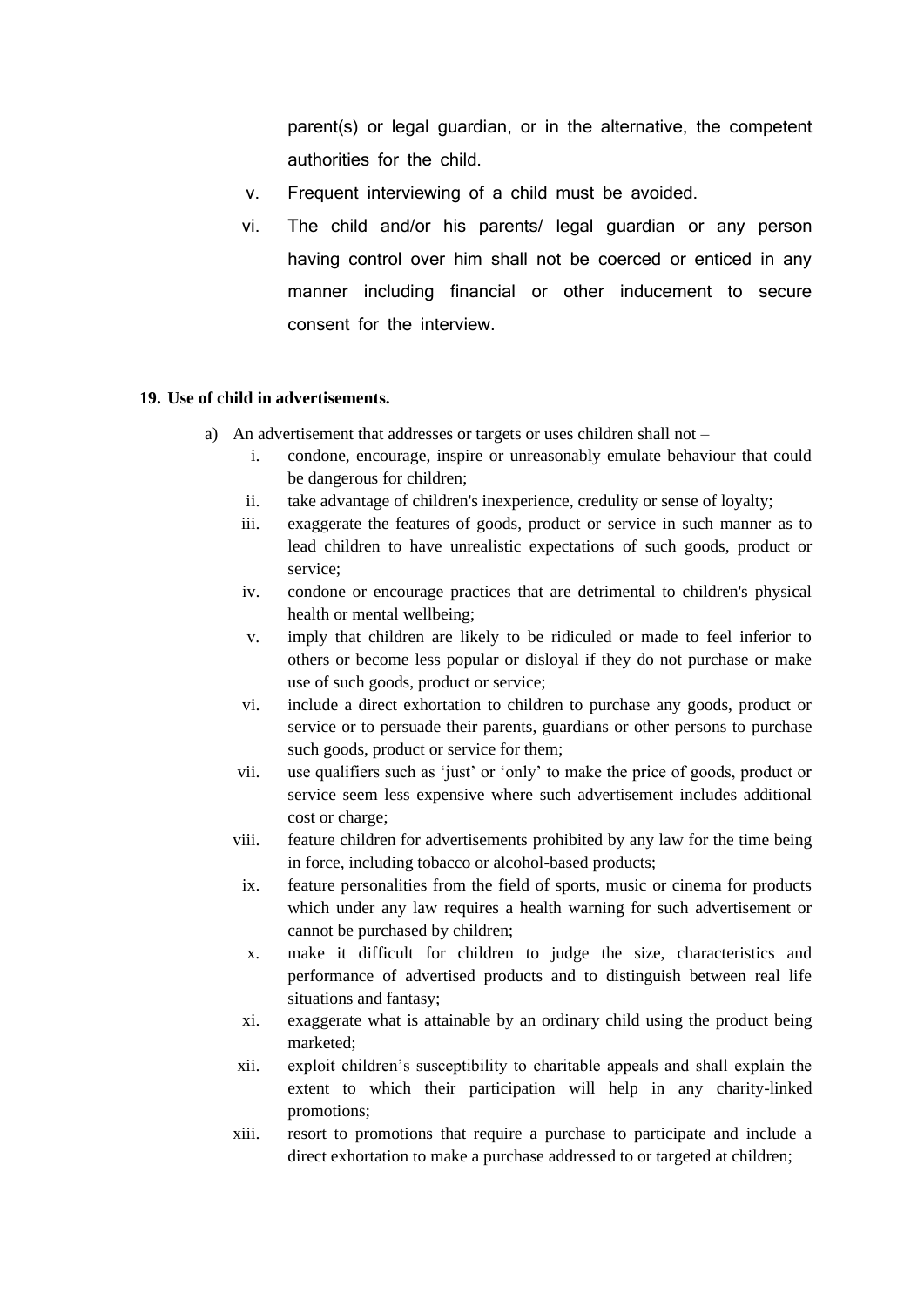parent(s) or legal guardian, or in the alternative, the competent authorities for the child.

v. Frequent interviewing of a child must be avoided.

vi. The child and/or his parents/ legal guardian or any person having control over him shall not be coerced or enticed in any manner including financial or other inducement to secure consent for the interview.

**19. Use of child in advertisements.**

a) An advertisement that addresses or targets or uses children shall not –

i. condone, encourage, inspire or unreasonably emulate behaviour that could be dangerous for children;

ii. take advantage of children's inexperience, credulity or sense of loyalty;

iii. exaggerate the features of goods, product or service in such manner as to lead children to have unrealistic expectations of such goods, product or service;

iv. condone or encourage practices that are detrimental to children's physical health or mental wellbeing;

v. imply that children are likely to be ridiculed or made to feel inferior to others or become less popular or disloyal if they do not purchase or make use of such goods, product or service;

vi. include a direct exhortation to children to purchase any goods, product or service or to persuade their parents, guardians or other persons to purchase such goods, product or service for them;

vii. use qualifiers such as 'just' or 'only' to make the price of goods, product or service seem less expensive where such advertisement includes additional cost or charge;

viii. feature children for advertisements prohibited by any law for the time being in force, including tobacco or alcohol-based products;

ix. feature personalities from the field of sports, music or cinema for products which under any law requires a health warning for such advertisement or cannot be purchased by children;

x. make it difficult for children to judge the size, characteristics and performance of advertised products and to distinguish between real life situations and fantasy;

xi. exaggerate what is attainable by an ordinary child using the product being marketed;

xii. exploit children's susceptibility to charitable appeals and shall explain the extent to which their participation will help in any charity-linked promotions;

xiii. resort to promotions that require a purchase to participate and include a direct exhortation to make a purchase addressed to or targeted at children;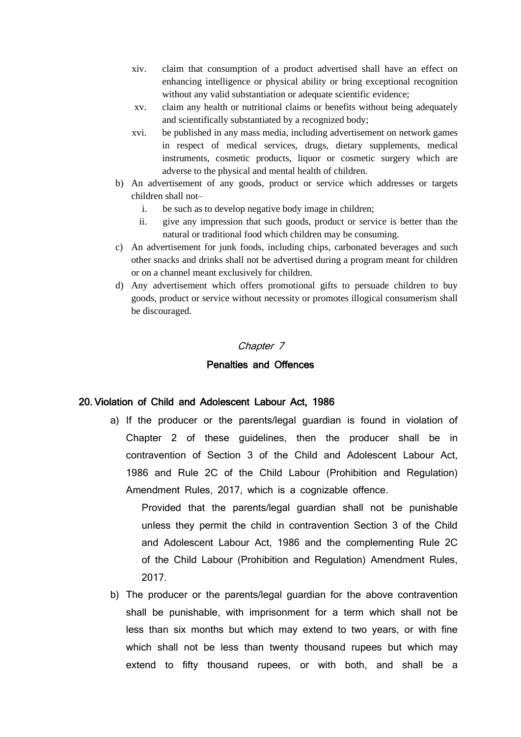xiv. claim that consumption of a product advertised shall have an effect on enhancing intelligence or physical ability or bring exceptional recognition without any valid substantiation or adequate scientific evidence;

xv. claim any health or nutritional claims or benefits without being adequately and scientifically substantiated by a recognized body;

xvi. be published in any mass media, including advertisement on network games in respect of medical services, drugs, dietary supplements, medical instruments, cosmetic products, liquor or cosmetic surgery which are adverse to the physical and mental health of children.

b) An advertisement of any goods, product or service which addresses or targets children shall not–

   i. be such as to develop negative body image in children;

   ii. give any impression that such goods, product or service is better than the natural or traditional food which children may be consuming.

c) An advertisement for junk foods, including chips, carbonated beverages and such other snacks and drinks shall not be advertised during a program meant for children or on a channel meant exclusively for children.

d) Any advertisement which offers promotional gifts to persuade children to buy goods, product or service without necessity or promotes illogical consumerism shall be discouraged.

## *Chapter 7*

## Penalties and Offences

### 20. Violation of Child and Adolescent Labour Act, 1986

a) If the producer or the parents/legal guardian is found in violation of Chapter 2 of these guidelines, then the producer shall be in contravention of Section 3 of the Child and Adolescent Labour Act, 1986 and Rule 2C of the Child Labour (Prohibition and Regulation) Amendment Rules, 2017, which is a cognizable offence.

   Provided that the parents/legal guardian shall not be punishable unless they permit the child in contravention Section 3 of the Child and Adolescent Labour Act, 1986 and the complementing Rule 2C of the Child Labour (Prohibition and Regulation) Amendment Rules, 2017.

b) The producer or the parents/legal guardian for the above contravention shall be punishable, with imprisonment for a term which shall not be less than six months but which may extend to two years, or with fine which shall not be less than twenty thousand rupees but which may extend to fifty thousand rupees, or with both, and shall be a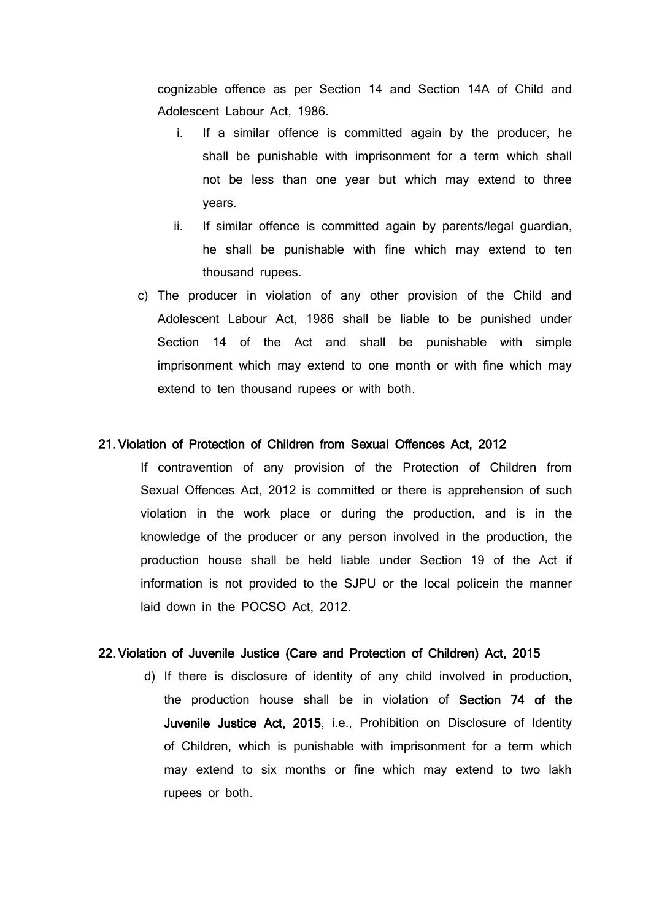cognizable offence as per Section 14 and Section 14A of Child and Adolescent Labour Act, 1986.

i. If a similar offence is committed again by the producer, he shall be punishable with imprisonment for a term which shall not be less than one year but which may extend to three years.

ii. If similar offence is committed again by parents/legal guardian, he shall be punishable with fine which may extend to ten thousand rupees.

c) The producer in violation of any other provision of the Child and Adolescent Labour Act, 1986 shall be liable to be punished under Section 14 of the Act and shall be punishable with simple imprisonment which may extend to one month or with fine which may extend to ten thousand rupees or with both.

## 21. Violation of Protection of Children from Sexual Offences Act, 2012

If contravention of any provision of the Protection of Children from Sexual Offences Act, 2012 is committed or there is apprehension of such violation in the work place or during the production, and is in the knowledge of the producer or any person involved in the production, the production house shall be held liable under Section 19 of the Act if information is not provided to the SJPU or the local policein the manner laid down in the POCSO Act, 2012.

## 22. Violation of Juvenile Justice (Care and Protection of Children) Act, 2015

d) If there is disclosure of identity of any child involved in production, the production house shall be in violation of **Section 74 of the Juvenile Justice Act, 2015**, i.e., Prohibition on Disclosure of Identity of Children, which is punishable with imprisonment for a term which may extend to six months or fine which may extend to two lakh rupees or both.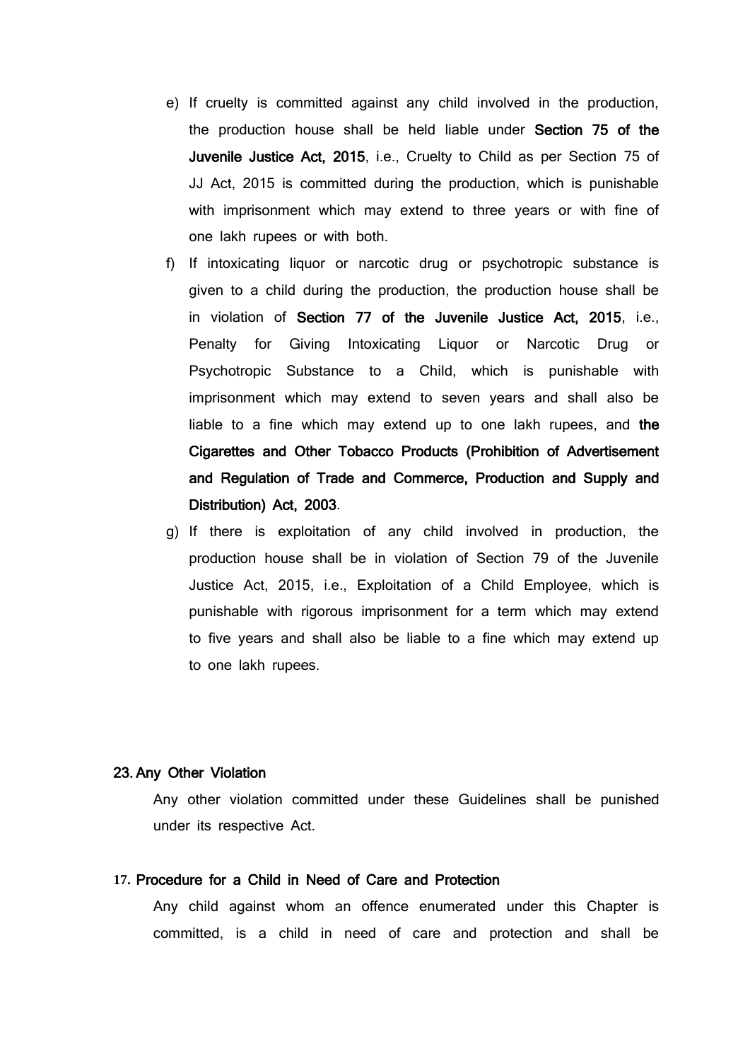e) If cruelty is committed against any child involved in the production, the production house shall be held liable under **Section 75 of the Juvenile Justice Act, 2015**, i.e., Cruelty to Child as per Section 75 of JJ Act, 2015 is committed during the production, which is punishable with imprisonment which may extend to three years or with fine of one lakh rupees or with both.

f) If intoxicating liquor or narcotic drug or psychotropic substance is given to a child during the production, the production house shall be in violation of **Section 77 of the Juvenile Justice Act, 2015**, i.e., Penalty for Giving Intoxicating Liquor or Narcotic Drug or Psychotropic Substance to a Child, which is punishable with imprisonment which may extend to seven years and shall also be liable to a fine which may extend up to one lakh rupees, and **the Cigarettes and Other Tobacco Products (Prohibition of Advertisement and Regulation of Trade and Commerce, Production and Supply and Distribution) Act, 2003**.

g) If there is exploitation of any child involved in production, the production house shall be in violation of Section 79 of the Juvenile Justice Act, 2015, i.e., Exploitation of a Child Employee, which is punishable with rigorous imprisonment for a term which may extend to five years and shall also be liable to a fine which may extend up to one lakh rupees.

## 23. Any Other Violation

Any other violation committed under these Guidelines shall be punished under its respective Act.

## 17. Procedure for a Child in Need of Care and Protection

Any child against whom an offence enumerated under this Chapter is committed, is a child in need of care and protection and shall be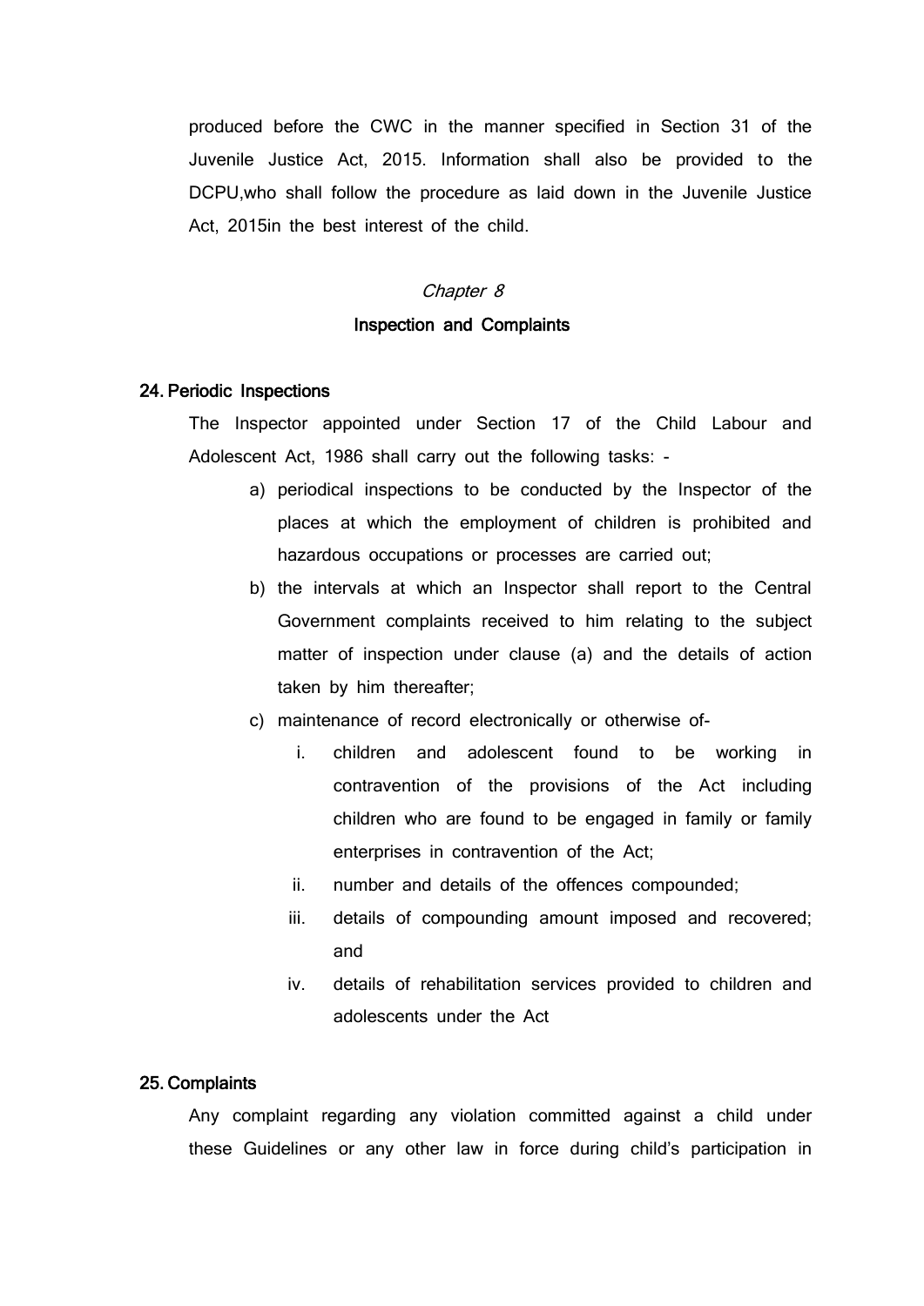produced before the CWC in the manner specified in Section 31 of the Juvenile Justice Act, 2015. Information shall also be provided to the DCPU,who shall follow the procedure as laid down in the Juvenile Justice Act, 2015in the best interest of the child.

## *Chapter 8*

## Inspection and Complaints

### 24. Periodic Inspections

The Inspector appointed under Section 17 of the Child Labour and Adolescent Act, 1986 shall carry out the following tasks: -

a) periodical inspections to be conducted by the Inspector of the places at which the employment of children is prohibited and hazardous occupations or processes are carried out;

b) the intervals at which an Inspector shall report to the Central Government complaints received to him relating to the subject matter of inspection under clause (a) and the details of action taken by him thereafter;

c) maintenance of record electronically or otherwise of-

   i. children and adolescent found to be working in contravention of the provisions of the Act including children who are found to be engaged in family or family enterprises in contravention of the Act;

   ii. number and details of the offences compounded;

   iii. details of compounding amount imposed and recovered; and

   iv. details of rehabilitation services provided to children and adolescents under the Act

### 25. Complaints

Any complaint regarding any violation committed against a child under these Guidelines or any other law in force during child's participation in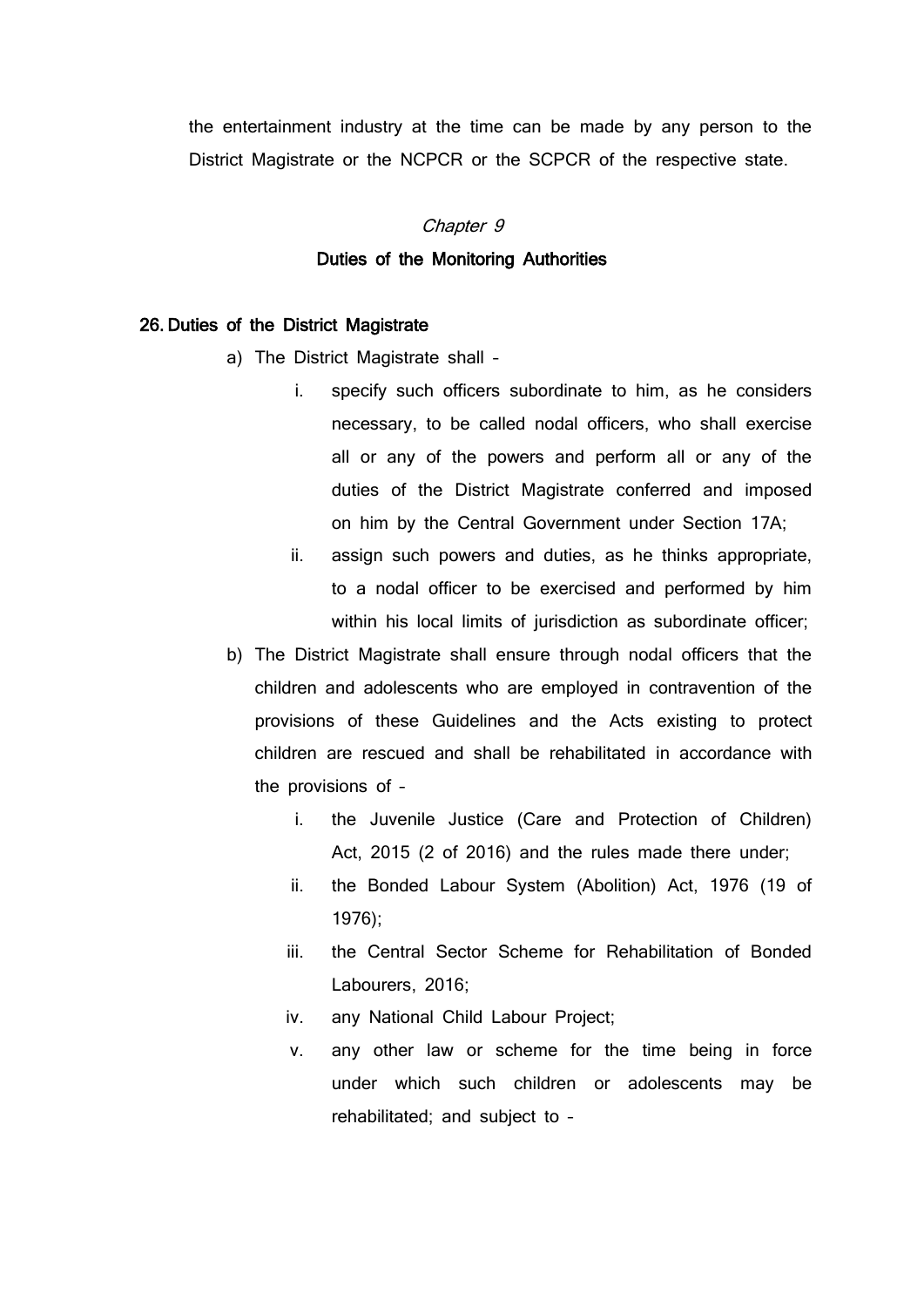the entertainment industry at the time can be made by any person to the District Magistrate or the NCPCR or the SCPCR of the respective state.

*Chapter 9*

## Duties of the Monitoring Authorities

### 26. Duties of the District Magistrate

a) The District Magistrate shall -
   - i. specify such officers subordinate to him, as he considers necessary, to be called nodal officers, who shall exercise all or any of the powers and perform all or any of the duties of the District Magistrate conferred and imposed on him by the Central Government under Section 17A;
   - ii. assign such powers and duties, as he thinks appropriate, to a nodal officer to be exercised and performed by him within his local limits of jurisdiction as subordinate officer;

b) The District Magistrate shall ensure through nodal officers that the children and adolescents who are employed in contravention of the provisions of these Guidelines and the Acts existing to protect children are rescued and shall be rehabilitated in accordance with the provisions of -
   - i. the Juvenile Justice (Care and Protection of Children) Act, 2015 (2 of 2016) and the rules made there under;
   - ii. the Bonded Labour System (Abolition) Act, 1976 (19 of 1976);
   - iii. the Central Sector Scheme for Rehabilitation of Bonded Labourers, 2016;
   - iv. any National Child Labour Project;
   - v. any other law or scheme for the time being in force under which such children or adolescents may be rehabilitated; and subject to -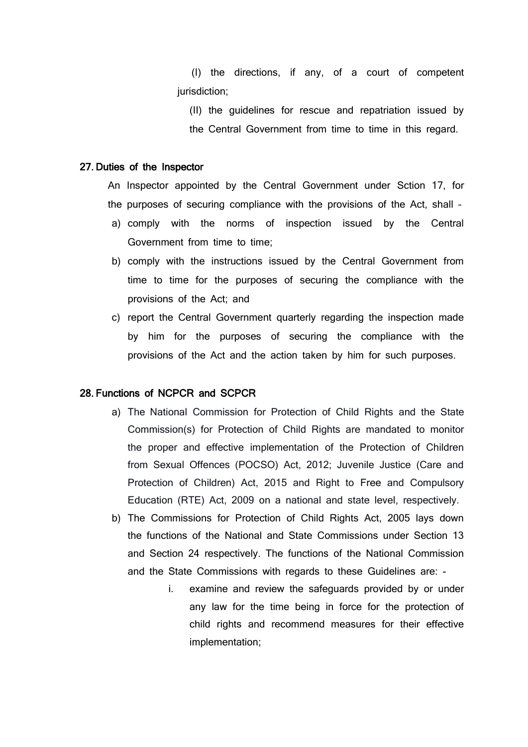(I) the directions, if any, of a court of competent jurisdiction;

(II) the guidelines for rescue and repatriation issued by the Central Government from time to time in this regard.

### 27. Duties of the Inspector

An Inspector appointed by the Central Government under Sction 17, for the purposes of securing compliance with the provisions of the Act, shall –

a) comply with the norms of inspection issued by the Central Government from time to time;
b) comply with the instructions issued by the Central Government from time to time for the purposes of securing the compliance with the provisions of the Act; and
c) report the Central Government quarterly regarding the inspection made by him for the purposes of securing the compliance with the provisions of the Act and the action taken by him for such purposes.

### 28. Functions of NCPCR and SCPCR

a) The National Commission for Protection of Child Rights and the State Commission(s) for Protection of Child Rights are mandated to monitor the proper and effective implementation of the Protection of Children from Sexual Offences (POCSO) Act, 2012; Juvenile Justice (Care and Protection of Children) Act, 2015 and Right to Free and Compulsory Education (RTE) Act, 2009 on a national and state level, respectively.
b) The Commissions for Protection of Child Rights Act, 2005 lays down the functions of the National and State Commissions under Section 13 and Section 24 respectively. The functions of the National Commission and the State Commissions with regards to these Guidelines are: -
    i. examine and review the safeguards provided by or under any law for the time being in force for the protection of child rights and recommend measures for their effective implementation;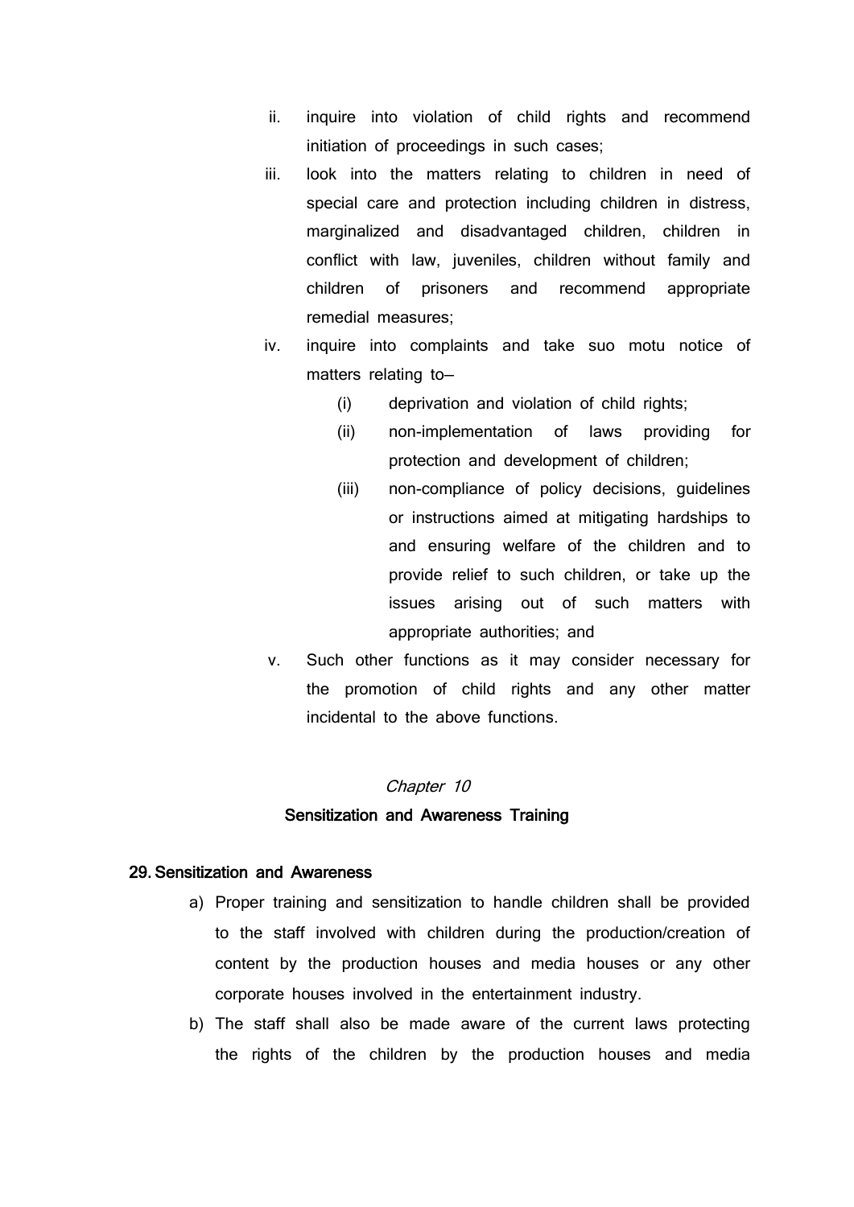ii. inquire into violation of child rights and recommend initiation of proceedings in such cases;

iii. look into the matters relating to children in need of special care and protection including children in distress, marginalized and disadvantaged children, children in conflict with law, juveniles, children without family and children of prisoners and recommend appropriate remedial measures;

iv. inquire into complaints and take suo motu notice of matters relating to–

   (i) deprivation and violation of child rights;

   (ii) non-implementation of laws providing for protection and development of children;

   (iii) non-compliance of policy decisions, guidelines or instructions aimed at mitigating hardships to and ensuring welfare of the children and to provide relief to such children, or take up the issues arising out of such matters with appropriate authorities; and

v. Such other functions as it may consider necessary for the promotion of child rights and any other matter incidental to the above functions.

## *Chapter 10*

## Sensitization and Awareness Training

### 29. Sensitization and Awareness

a) Proper training and sensitization to handle children shall be provided to the staff involved with children during the production/creation of content by the production houses and media houses or any other corporate houses involved in the entertainment industry.

b) The staff shall also be made aware of the current laws protecting the rights of the children by the production houses and media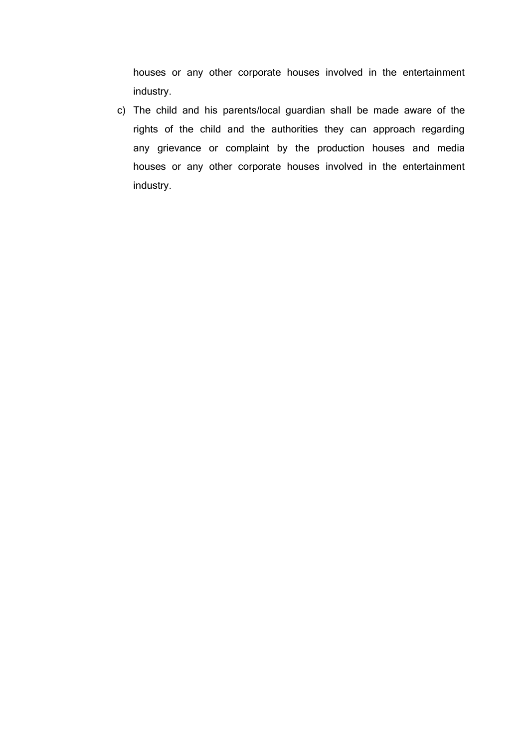houses or any other corporate houses involved in the entertainment industry.

c) The child and his parents/local guardian shall be made aware of the rights of the child and the authorities they can approach regarding any grievance or complaint by the production houses and media houses or any other corporate houses involved in the entertainment industry.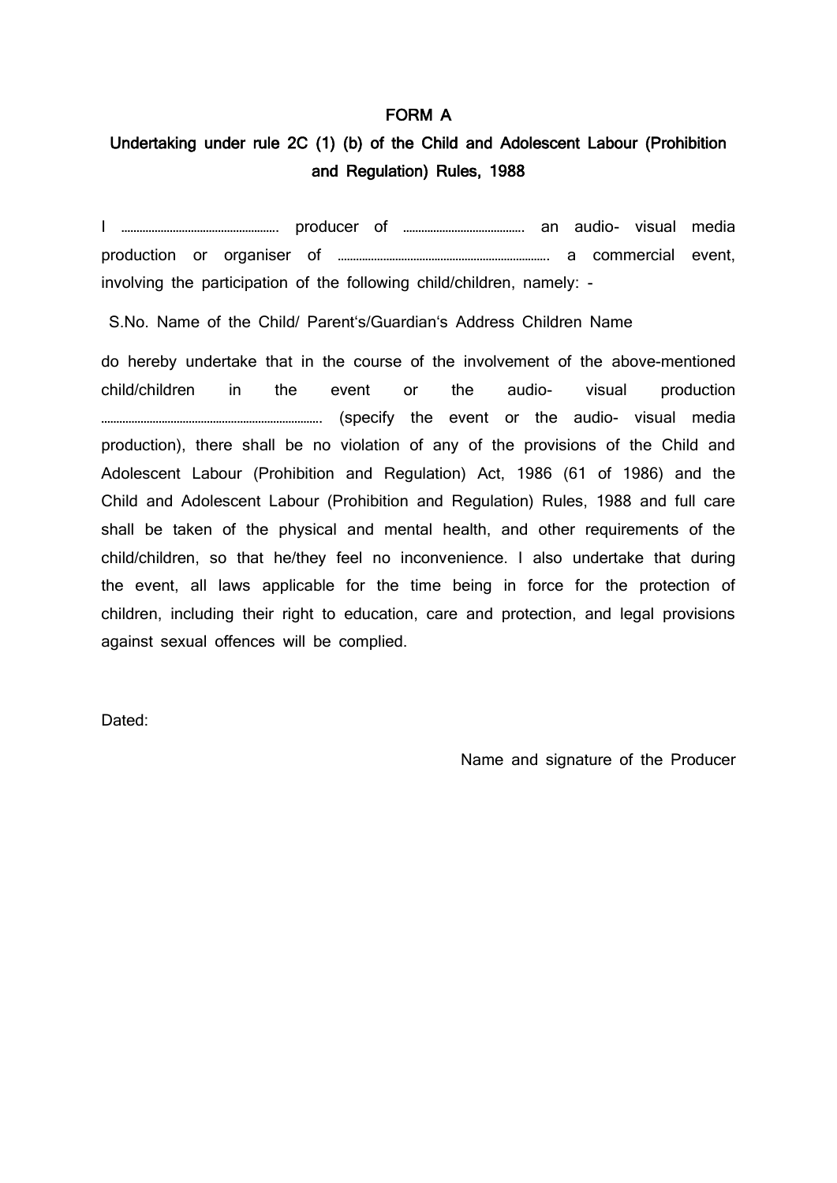# FORM A

## Undertaking under rule 2C (1) (b) of the Child and Adolescent Labour (Prohibition and Regulation) Rules, 1988

I ……………………………………………. producer of ………………………………… an audio- visual media production or organiser of ……………………………………………………………. a commercial event, involving the participation of the following child/children, namely: -

S.No. Name of the Child/ Parent's/Guardian's Address Children Name

do hereby undertake that in the course of the involvement of the above-mentioned child/children in the event or the audio- visual production ……………………………………………………………. (specify the event or the audio- visual media production), there shall be no violation of any of the provisions of the Child and Adolescent Labour (Prohibition and Regulation) Act, 1986 (61 of 1986) and the Child and Adolescent Labour (Prohibition and Regulation) Rules, 1988 and full care shall be taken of the physical and mental health, and other requirements of the child/children, so that he/they feel no inconvenience. I also undertake that during the event, all laws applicable for the time being in force for the protection of children, including their right to education, care and protection, and legal provisions against sexual offences will be complied.

Dated:

Name and signature of the Producer